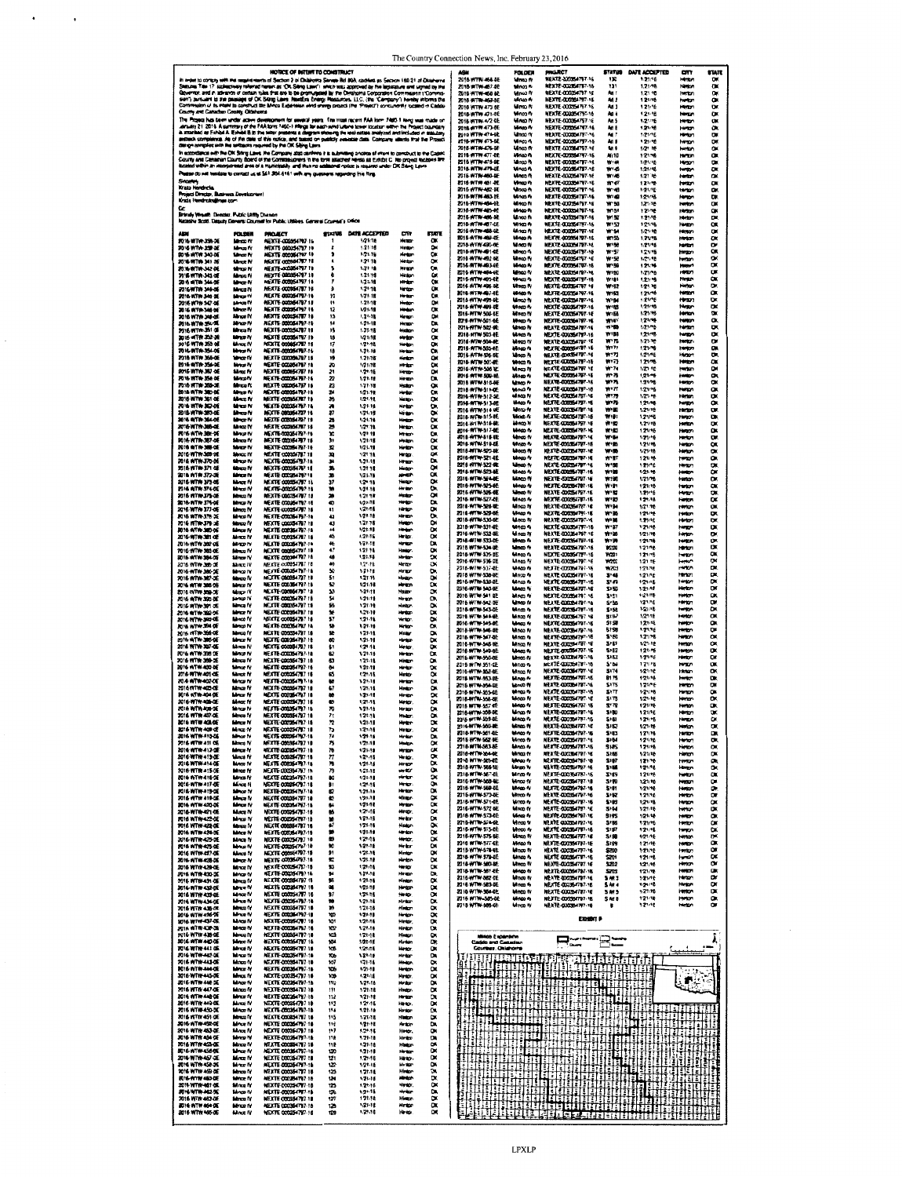## NOTICE OF INTENT TO CONSTRUCT

In order to comply with the requirements of Section 3 of Oklahoma Senate Bill 808, codified as Section 160.21 of Oklahoma Statutes Title 17 (collectively referred herein as "OK Siting Laws") which was approved by the legislature and signed by the Governor, and in advance of certain rules that are to be promulgated by the Oklahoma Corporation Commission ("Commission") pursuant to the passage of OK Siting Laws, NextEra Energy Resources, LLC (the "Company") hereby informs the Commission of its intent to construct the Minco Expansion wind energy project (the "Project") concurrently located in Caddo County and Canadian County, Oklahoma.

The Project has been under active development for several years. The most recent FAA form 7460-1 filing was made on January 21, 2016. A summary of the FAA form 7460-1 filings for each wind turbine tower location within the Project boundary is attached as Exhibit A. Exhibit B to this letter presents a diagram showing the wind turbines analyzed and included in statutory setback compliance. As of the date of this notice, and based on publicly available data, Company attests that the Project design complies with the setbacks required by the OK Siting Laws.

In accordance with the OK Siting Laws, the Company also confirms it is submitting a notice of intent to construct to the Caddo County and Canadian County Board of the Commissioners in the form attached hereto as Exhibit C. No project facilities are located within an incorporated area of a municipality, and thus no additional notice is required under OK Siting Laws.

Please do not hesitate to contact us at 561.304.6161 with any questions regarding this filing.

Sincerely,

Krista Hendricks
Project Director, Business Development
Krista.Hendricks@nee.com

Cc:
Brandy Wreath, Director, Public Utility Division
Natasha Scott, Deputy General Counsel for Public Utilities, General Counsel's Office

| ASN | FOLDER | PROJECT | STATUS | DATE ACCEPTED | CITY | STATE |
|---|---|---|---|---|---|---|
| 2016-WTW-338-OE | Minco IV | NEXTE-000354797-16 | 1 | 1/21/16 | Hinton | OK |
| 2016-WTW-339-OE | Minco IV | NEXTE-000354797-16 | 2 | 1/21/16 | Hinton | OK |
| 2016-WTW-340-OE | Minco IV | NEXTE-000354797-16 | 3 | 1/21/16 | Hinton | OK |
| 2016-WTW-341-OE | Minco IV | NEXTE-000354797-16 | 4 | 1/21/16 | Hinton | OK |
| 2016-WTW-342-OE | Minco IV | NEXTE-000354797-16 | 5 | 1/21/16 | Hinton | OK |
| 2016-WTW-343-OE | Minco IV | NEXTE-000354797-16 | 6 | 1/21/16 | Hinton | OK |
| 2016-WTW-344-OE | Minco IV | NEXTE-000354797-16 | 7 | 1/21/16 | Hinton | OK |
| 2016-WTW-345-OE | Minco IV | NEXTE-000354797-16 | 8 | 1/21/16 | Hinton | OK |
| 2016-WTW-346-OE | Minco IV | NEXTE-000354797-16 | 10 | 1/21/16 | Hinton | OK |
| 2016-WTW-347-OE | Minco IV | NEXTE-000354797-16 | 11 | 1/21/16 | Hinton | OK |
| 2016-WTW-348-OE | Minco IV | NEXTE-000354797-16 | 12 | 1/21/16 | Hinton | OK |
| 2016-WTW-349-OE | Minco IV | NEXTE-000354797-16 | 13 | 1/21/16 | Hinton | OK |
| 2016-WTW-350-OE | Minco IV | NEXTE-000354797-16 | 14 | 1/21/16 | Hinton | OK |
| 2016-WTW-351-OE | Minco IV | NEXTE-000354797-16 | 15 | 1/21/16 | Hinton | OK |
| 2016-WTW-352-OE | Minco IV | NEXTE-000354797-16 | 16 | 1/21/16 | Hinton | OK |
| 2016-WTW-353-OE | Minco IV | NEXTE-000354797-16 | 17 | 1/21/16 | Hinton | OK |
| 2016-WTW-354-OE | Minco IV | NEXTE-000354797-16 | 18 | 1/21/16 | Hinton | OK |
| 2016-WTW-355-OE | Minco IV | NEXTE-000354797-16 | 19 | 1/21/16 | Hinton | OK |
| 2016-WTW-356-OE | Minco IV | NEXTE-000354797-16 | 20 | 1/21/16 | Hinton | OK |
| 2016-WTW-357-OE | Minco IV | NEXTE-000354797-16 | 21 | 1/21/16 | Hinton | OK |
| 2016-WTW-358-OE | Minco IV | NEXTE-000354797-16 | 22 | 1/21/16 | Hinton | OK |
| 2016-WTW-359-OE | Minco IV | NEXTE-000354797-16 | 23 | 1/21/16 | Hinton | OK |
| 2016-WTW-360-OE | Minco IV | NEXTE-000354797-16 | 24 | 1/21/16 | Hinton | OK |
| 2016-WTW-361-OE | Minco IV | NEXTE-000354797-16 | 25 | 1/21/16 | Hinton | OK |
| 2016-WTW-362-OE | Minco IV | NEXTE-000354797-16 | 26 | 1/21/16 | Hinton | OK |
| 2016-WTW-363-OE | Minco IV | NEXTE-000354797-16 | 27 | 1/21/16 | Hinton | OK |
| 2016-WTW-364-OE | Minco IV | NEXTE-000354797-16 | 28 | 1/21/16 | Hinton | OK |
| 2016-WTW-365-OE | Minco IV | NEXTE-000354797-16 | 29 | 1/21/16 | Hinton | OK |
| 2016-WTW-366-OE | Minco IV | NEXTE-000354797-16 | 30 | 1/21/16 | Hinton | OK |
| 2016-WTW-367-OE | Minco IV | NEXTE-000354797-16 | 31 | 1/21/16 | Hinton | OK |
| 2016-WTW-368-OE | Minco IV | NEXTE-000354797-16 | 32 | 1/21/16 | Hinton | OK |
| 2016-WTW-369-OE | Minco IV | NEXTE-000354797-16 | 33 | 1/21/16 | Hinton | OK |
| 2016-WTW-370-OE | Minco IV | NEXTE-000354797-16 | 34 | 1/21/16 | Hinton | OK |
| 2016-WTW-371-OE | Minco IV | NEXTE-000354797-16 | 35 | 1/21/16 | Hinton | OK |
| 2016-WTW-372-OE | Minco IV | NEXTE-000354797-16 | 36 | 1/21/16 | Hinton | OK |
| 2016-WTW-373-OE | Minco IV | NEXTE-000354797-16 | 37 | 1/21/16 | Hinton | OK |
| 2016-WTW-374-OE | Minco IV | NEXTE-000354797-16 | 38 | 1/21/16 | Hinton | OK |
| 2016-WTW-375-OE | Minco IV | NEXTE-000354797-16 | 39 | 1/21/16 | Hinton | OK |
| 2016-WTW-376-OE | Minco IV | NEXTE-000354797-16 | 40 | 1/21/16 | Hinton | OK |
| 2016-WTW-377-OE | Minco IV | NEXTE-000354797-16 | 41 | 1/21/16 | Hinton | OK |
| 2016-WTW-378-OE | Minco IV | NEXTE-000354797-16 | 42 | 1/21/16 | Hinton | OK |
| 2016-WTW-379-OE | Minco IV | NEXTE-000354797-16 | 43 | 1/21/16 | Hinton | OK |
| 2016-WTW-380-OE | Minco IV | NEXTE-000354797-16 | 44 | 1/21/16 | Hinton | OK |
| 2016-WTW-381-OE | Minco IV | NEXTE-000354797-16 | 45 | 1/21/16 | Hinton | OK |
| 2016-WTW-382-OE | Minco IV | NEXTE-000354797-16 | 46 | 1/21/16 | Hinton | OK |
| 2016-WTW-383-OE | Minco IV | NEXTE-000354797-16 | 47 | 1/21/16 | Hinton | OK |
| 2016-WTW-384-OE | Minco IV | NEXTE-000354797-16 | 48 | 1/21/16 | Hinton | OK |
| 2016-WTW-385-OE | Minco IV | NEXTE-000354797-16 | 49 | 1/21/16 | Hinton | OK |
| 2016-WTW-386-OE | Minco IV | NEXTE-000354797-16 | 50 | 1/21/16 | Hinton | OK |
| 2016-WTW-387-OE | Minco IV | NEXTE-000354797-16 | 51 | 1/21/16 | Hinton | OK |
| 2016-WTW-388-OE | Minco IV | NEXTE-000354797-16 | 52 | 1/21/16 | Hinton | OK |
| 2016-WTW-389-OE | Minco IV | NEXTE-000354797-16 | 53 | 1/21/16 | Hinton | OK |
| 2016-WTW-390-OE | Minco IV | NEXTE-000354797-16 | 54 | 1/21/16 | Hinton | OK |
| 2016-WTW-391-OE | Minco IV | NEXTE-000354797-16 | 55 | 1/21/16 | Hinton | OK |
| 2016-WTW-392-OE | Minco IV | NEXTE-000354797-16 | 56 | 1/21/16 | Hinton | OK |
| 2016-WTW-393-OE | Minco IV | NEXTE-000354797-16 | 57 | 1/21/16 | Hinton | OK |
| 2016-WTW-394-OE | Minco IV | NEXTE-000354797-16 | 58 | 1/21/16 | Hinton | OK |
| 2016-WTW-395-OE | Minco IV | NEXTE-000354797-16 | 59 | 1/21/16 | Hinton | OK |
| 2016-WTW-396-OE | Minco IV | NEXTE-000354797-16 | 60 | 1/21/16 | Hinton | OK |
| 2016-WTW-397-OE | Minco IV | NEXTE-000354797-16 | 61 | 1/21/16 | Hinton | OK |
| 2016-WTW-398-OE | Minco IV | NEXTE-000354797-16 | 62 | 1/21/16 | Hinton | OK |
| 2016-WTW-399-OE | Minco IV | NEXTE-000354797-16 | 63 | 1/21/16 | Hinton | OK |
| 2016-WTW-400-OE | Minco IV | NEXTE-000354797-16 | 64 | 1/21/16 | Hinton | OK |
| 2016-WTW-401-OE | Minco IV | NEXTE-000354797-16 | 65 | 1/21/16 | Hinton | OK |
| 2016-WTW-402-OE | Minco IV | NEXTE-000354797-16 | 66 | 1/21/16 | Hinton | OK |
| 2016-WTW-403-OE | Minco IV | NEXTE-000354797-16 | 67 | 1/21/16 | Hinton | OK |
| 2016-WTW-404-OE | Minco IV | NEXTE-000354797-16 | 68 | 1/21/16 | Hinton | OK |
| 2016-WTW-405-OE | Minco IV | NEXTE-000354797-16 | 69 | 1/21/16 | Hinton | OK |
| 2016-WTW-406-OE | Minco IV | NEXTE-000354797-16 | 70 | 1/21/16 | Hinton | OK |
| 2016-WTW-407-OE | Minco IV | NEXTE-000354797-16 | 71 | 1/21/16 | Hinton | OK |
| 2016-WTW-408-OE | Minco IV | NEXTE-000354797-16 | 72 | 1/21/16 | Hinton | OK |
| 2016-WTW-409-OE | Minco IV | NEXTE-000354797-16 | 73 | 1/21/16 | Hinton | OK |
| 2016-WTW-410-OE | Minco IV | NEXTE-000354797-16 | 74 | 1/21/16 | Hinton | OK |
| 2016-WTW-411-OE | Minco IV | NEXTE-000354797-16 | 75 | 1/21/16 | Hinton | OK |
| 2016-WTW-412-OE | Minco IV | NEXTE-000354797-16 | 76 | 1/21/16 | Hinton | OK |
| 2016-WTW-413-OE | Minco IV | NEXTE-000354797-16 | 77 | 1/21/16 | Hinton | OK |
| 2016-WTW-414-OE | Minco IV | NEXTE-000354797-16 | 78 | 1/21/16 | Hinton | OK |
| 2016-WTW-415-OE | Minco IV | NEXTE-000354797-16 | 79 | 1/21/16 | Hinton | OK |
| 2016-WTW-416-OE | Minco IV | NEXTE-000354797-16 | 80 | 1/21/16 | Hinton | OK |
| 2016-WTW-417-OE | Minco IV | NEXTE-000354797-16 | 81 | 1/21/16 | Hinton | OK |
| 2016-WTW-418-OE | Minco IV | NEXTE-000354797-16 | 82 | 1/21/16 | Hinton | OK |
| 2016-WTW-419-OE | Minco IV | NEXTE-000354797-16 | 83 | 1/21/16 | Hinton | OK |
| 2016-WTW-420-OE | Minco IV | NEXTE-000354797-16 | 84 | 1/21/16 | Hinton | OK |
| 2016-WTW-421-OE | Minco IV | NEXTE-000354797-16 | 85 | 1/21/16 | Hinton | OK |
| 2016-WTW-422-OE | Minco IV | NEXTE-000354797-16 | 86 | 1/21/16 | Hinton | OK |
| 2016-WTW-423-OE | Minco IV | NEXTE-000354797-16 | 87 | 1/21/16 | Hinton | OK |
| 2016-WTW-424-OE | Minco IV | NEXTE-000354797-16 | 88 | 1/21/16 | Hinton | OK |
| 2016-WTW-425-OE | Minco IV | NEXTE-000354797-16 | 89 | 1/21/16 | Hinton | OK |
| 2016-WTW-426-OE | Minco IV | NEXTE-000354797-16 | 90 | 1/21/16 | Hinton | OK |
| 2016-WTW-427-OE | Minco IV | NEXTE-000354797-16 | 91 | 1/21/16 | Hinton | OK |
| 2016-WTW-428-OE | Minco IV | NEXTE-000354797-16 | 92 | 1/21/16 | Hinton | OK |
| 2016-WTW-429-OE | Minco IV | NEXTE-000354797-16 | 93 | 1/21/16 | Hinton | OK |
| 2016-WTW-430-OE | Minco IV | NEXTE-000354797-16 | 94 | 1/21/16 | Hinton | OK |
| 2016-WTW-431-OE | Minco IV | NEXTE-000354797-16 | 95 | 1/21/16 | Hinton | OK |
| 2016-WTW-432-OE | Minco IV | NEXTE-000354797-16 | 96 | 1/21/16 | Hinton | OK |
| 2016-WTW-433-OE | Minco IV | NEXTE-000354797-16 | 97 | 1/21/16 | Hinton | OK |
| 2016-WTW-434-OE | Minco IV | NEXTE-000354797-16 | 98 | 1/21/16 | Hinton | OK |
| 2016-WTW-435-OE | Minco IV | NEXTE-000354797-16 | 99 | 1/21/16 | Hinton | OK |
| 2016-WTW-436-OE | Minco IV | NEXTE-000354797-16 | 100 | 1/21/16 | Hinton | OK |
| 2016-WTW-437-OE | Minco IV | NEXTE-000354797-16 | 101 | 1/21/16 | Hinton | OK |
| 2016-WTW-438-OE | Minco IV | NEXTE-000354797-16 | 102 | 1/21/16 | Hinton | OK |
| 2016-WTW-439-OE | Minco IV | NEXTE-000354797-16 | 103 | 1/21/16 | Hinton | OK |
| 2016-WTW-440-OE | Minco IV | NEXTE-000354797-16 | 104 | 1/21/16 | Hinton | OK |
| 2016-WTW-441-OE | Minco IV | NEXTE-000354797-16 | 105 | 1/21/16 | Hinton | OK |
| 2016-WTW-442-OE | Minco IV | NEXTE-000354797-16 | 106 | 1/21/16 | Hinton | OK |
| 2016-WTW-443-OE | Minco IV | NEXTE-000354797-16 | 107 | 1/21/16 | Hinton | OK |
| 2016-WTW-444-OE | Minco IV | NEXTE-000354797-16 | 108 | 1/21/16 | Hinton | OK |
| 2016-WTW-445-OE | Minco IV | NEXTE-000354797-16 | 109 | 1/21/16 | Hinton | OK |
| 2016-WTW-446-OE | Minco IV | NEXTE-000354797-16 | 110 | 1/21/16 | Hinton | OK |
| 2016-WTW-447-OE | Minco IV | NEXTE-000354797-16 | 111 | 1/21/16 | Hinton | OK |
| 2016-WTW-448-OE | Minco IV | NEXTE-000354797-16 | 112 | 1/21/16 | Hinton | OK |
| 2016-WTW-449-OE | Minco IV | NEXTE-000354797-16 | 113 | 1/21/16 | Hinton | OK |
| 2016-WTW-450-OE | Minco IV | NEXTE-000354797-16 | 114 | 1/21/16 | Hinton | OK |
| 2016-WTW-451-OE | Minco IV | NEXTE-000354797-16 | 115 | 1/21/16 | Hinton | OK |
| 2016-WTW-452-OE | Minco IV | NEXTE-000354797-16 | 116 | 1/21/16 | Hinton | OK |
| 2016-WTW-453-OE | Minco IV | NEXTE-000354797-16 | 117 | 1/21/16 | Hinton | OK |
| 2016-WTW-454-OE | Minco IV | NEXTE-000354797-16 | 118 | 1/21/16 | Hinton | OK |
| 2016-WTW-455-OE | Minco IV | NEXTE-000354797-16 | 119 | 1/21/16 | Hinton | OK |
| 2016-WTW-456-OE | Minco IV | NEXTE-000354797-16 | 120 | 1/21/16 | Hinton | OK |
| 2016-WTW-457-OE | Minco IV | NEXTE-000354797-16 | 121 | 1/21/16 | Hinton | OK |
| 2016-WTW-458-OE | Minco IV | NEXTE-000354797-16 | 122 | 1/21/16 | Hinton | OK |
| 2016-WTW-459-OE | Minco IV | NEXTE-000354797-16 | 123 | 1/21/16 | Hinton | OK |
| 2016-WTW-460-OE | Minco IV | NEXTE-000354797-16 | 124 | 1/21/16 | Hinton | OK |
| 2016-WTW-461-OE | Minco IV | NEXTE-000354797-16 | 125 | 1/21/16 | Hinton | OK |
| 2016-WTW-462-OE | Minco IV | NEXTE-000354797-16 | 126 | 1/21/16 | Hinton | OK |
| 2016-WTW-463-OE | Minco IV | NEXTE-000354797-16 | 127 | 1/21/16 | Hinton | OK |
| 2016-WTW-464-OE | Minco IV | NEXTE-000354797-16 | 128 | 1/21/16 | Hinton | OK |
| 2016-WTW-465-OE | Minco IV | NEXTE-000354797-16 | 129 | 1/21/16 | Hinton | OK |
| 2016-WTW-466-OE | Minco IV | NEXTE-000354797-16 | 130 | 1/21/16 | Hinton | OK |
| 2016-WTW-467-OE | Minco IV | NEXTE-000354797-16 | 131 | 1/21/16 | Hinton | OK |
| 2016-WTW-468-OE | Minco IV | NEXTE-000354797-16 | Alt 1 | 1/21/16 | Hinton | OK |
| 2016-WTW-469-OE | Minco IV | NEXTE-000354797-16 | Alt 2 | 1/21/16 | Hinton | OK |
| 2016-WTW-470-OE | Minco IV | NEXTE-000354797-16 | Alt 3 | 1/21/16 | Hinton | OK |
| 2016-WTW-471-OE | Minco IV | NEXTE-000354797-16 | Alt 4 | 1/21/16 | Hinton | OK |
| 2016-WTW-472-OE | Minco IV | NEXTE-000354797-16 | Alt 5 | 1/21/16 | Hinton | OK |
| 2016-WTW-473-OE | Minco IV | NEXTE-000354797-16 | Alt 6 | 1/21/16 | Hinton | OK |
| 2016-WTW-474-OE | Minco IV | NEXTE-000354797-16 | Alt 7 | 1/21/16 | Hinton | OK |
| 2016-WTW-475-OE | Minco IV | NEXTE-000354797-16 | Alt 8 | 1/21/16 | Hinton | OK |
| 2016-WTW-476-OE | Minco IV | NEXTE-000354797-16 | Alt 9 | 1/21/16 | Hinton | OK |
| 2016-WTW-477-OE | Minco IV | NEXTE-000354797-16 | Alt 10 | 1/21/16 | Hinton | OK |
| 2016-WTW-478-OE | Minco IV | NEXTE-000354797-16 | W144 | 1/21/16 | Hinton | OK |
| 2016-WTW-479-OE | Minco IV | NEXTE-000354797-16 | W145 | 1/21/16 | Hinton | OK |
| 2016-WTW-480-OE | Minco IV | NEXTE-000354797-16 | W146 | 1/21/16 | Hinton | OK |
| 2016-WTW-481-OE | Minco IV | NEXTE-000354797-16 | W147 | 1/21/16 | Hinton | OK |
| 2016-WTW-482-OE | Minco IV | NEXTE-000354797-16 | W148 | 1/21/16 | Hinton | OK |
| 2016-WTW-483-OE | Minco IV | NEXTE-000354797-16 | W149 | 1/21/16 | Hinton | OK |
| 2016-WTW-484-OE | Minco IV | NEXTE-000354797-16 | W150 | 1/21/16 | Hinton | OK |
| 2016-WTW-485-OE | Minco IV | NEXTE-000354797-16 | W151 | 1/21/16 | Hinton | OK |
| 2016-WTW-486-OE | Minco IV | NEXTE-000354797-16 | W152 | 1/21/16 | Hinton | OK |
| 2016-WTW-487-OE | Minco IV | NEXTE-000354797-16 | W153 | 1/21/16 | Hinton | OK |
| 2016-WTW-488-OE | Minco IV | NEXTE-000354797-16 | W154 | 1/21/16 | Hinton | OK |
| 2016-WTW-489-OE | Minco IV | NEXTE-000354797-16 | W155 | 1/21/16 | Hinton | OK |
| 2016-WTW-490-OE | Minco IV | NEXTE-000354797-16 | W156 | 1/21/16 | Hinton | OK |
| 2016-WTW-491-OE | Minco IV | NEXTE-000354797-16 | W157 | 1/21/16 | Hinton | OK |
| 2016-WTW-492-OE | Minco IV | NEXTE-000354797-16 | W158 | 1/21/16 | Hinton | OK |
| 2016-WTW-493-OE | Minco IV | NEXTE-000354797-16 | W159 | 1/21/16 | Hinton | OK |
| 2016-WTW-494-OE | Minco IV | NEXTE-000354797-16 | W160 | 1/21/16 | Hinton | OK |
| 2016-WTW-495-OE | Minco IV | NEXTE-000354797-16 | W161 | 1/21/16 | Hinton | OK |
| 2016-WTW-496-OE | Minco IV | NEXTE-000354797-16 | W162 | 1/21/16 | Hinton | OK |
| 2016-WTW-497-OE | Minco IV | NEXTE-000354797-16 | W163 | 1/21/16 | Hinton | OK |
| 2016-WTW-498-OE | Minco IV | NEXTE-000354797-16 | W164 | 1/21/16 | Hinton | OK |
| 2016-WTW-499-OE | Minco IV | NEXTE-000354797-16 | W165 | 1/21/16 | Hinton | OK |
| 2016-WTW-500-OE | Minco IV | NEXTE-000354797-16 | W166 | 1/21/16 | Hinton | OK |
| 2016-WTW-501-OE | Minco IV | NEXTE-000354797-16 | W167 | 1/21/16 | Hinton | OK |
| 2016-WTW-502-OE | Minco IV | NEXTE-000354797-16 | W168 | 1/21/16 | Hinton | OK |
| 2016-WTW-503-OE | Minco IV | NEXTE-000354797-16 | W169 | 1/21/16 | Hinton | OK |
| 2016-WTW-504-OE | Minco IV | NEXTE-000354797-16 | W170 | 1/21/16 | Hinton | OK |
| 2016-WTW-505-OE | Minco IV | NEXTE-000354797-16 | W171 | 1/21/16 | Hinton | OK |
| 2016-WTW-506-OE | Minco IV | NEXTE-000354797-16 | W172 | 1/21/16 | Hinton | OK |
| 2016-WTW-507-OE | Minco IV | NEXTE-000354797-16 | W173 | 1/21/16 | Hinton | OK |
| 2016-WTW-508-OE | Minco IV | NEXTE-000354797-16 | W174 | 1/21/16 | Hinton | OK |
| 2016-WTW-509-OE | Minco IV | NEXTE-000354797-16 | W175 | 1/21/16 | Hinton | OK |
| 2016-WTW-510-OE | Minco IV | NEXTE-000354797-16 | W176 | 1/21/16 | Hinton | OK |
| 2016-WTW-511-OE | Minco IV | NEXTE-000354797-16 | W177 | 1/21/16 | Hinton | OK |
| 2016-WTW-512-OE | Minco IV | NEXTE-000354797-16 | W178 | 1/21/16 | Hinton | OK |
| 2016-WTW-513-OE | Minco IV | NEXTE-000354797-16 | W179 | 1/21/16 | Hinton | OK |
| 2016-WTW-514-OE | Minco IV | NEXTE-000354797-16 | W180 | 1/21/16 | Hinton | OK |
| 2016-WTW-515-OE | Minco IV | NEXTE-000354797-16 | W181 | 1/21/16 | Hinton | OK |
| 2016-WTW-516-OE | Minco IV | NEXTE-000354797-16 | W182 | 1/21/16 | Hinton | OK |
| 2016-WTW-517-OE | Minco IV | NEXTE-000354797-16 | W183 | 1/21/16 | Hinton | OK |
| 2016-WTW-518-OE | Minco IV | NEXTE-000354797-16 | W184 | 1/21/16 | Hinton | OK |
| 2016-WTW-519-OE | Minco IV | NEXTE-000354797-16 | W185 | 1/21/16 | Hinton | OK |
| 2016-WTW-520-OE | Minco IV | NEXTE-000354797-16 | W186 | 1/21/16 | Hinton | OK |
| 2016-WTW-521-OE | Minco IV | NEXTE-000354797-16 | W187 | 1/21/16 | Hinton | OK |
| 2016-WTW-522-OE | Minco IV | NEXTE-000354797-16 | W188 | 1/21/16 | Hinton | OK |
| 2016-WTW-523-OE | Minco IV | NEXTE-000354797-16 | W189 | 1/21/16 | Hinton | OK |
| 2016-WTW-524-OE | Minco IV | NEXTE-000354797-16 | W190 | 1/21/16 | Hinton | OK |
| 2016-WTW-525-OE | Minco IV | NEXTE-000354797-16 | W191 | 1/21/16 | Hinton | OK |
| 2016-WTW-526-OE | Minco IV | NEXTE-000354797-16 | W192 | 1/21/16 | Hinton | OK |
| 2016-WTW-527-OE | Minco IV | NEXTE-000354797-16 | W193 | 1/21/16 | Hinton | OK |
| 2016-WTW-528-OE | Minco IV | NEXTE-000354797-16 | W194 | 1/21/16 | Hinton | OK |
| 2016-WTW-529-OE | Minco IV | NEXTE-000354797-16 | W195 | 1/21/16 | Hinton | OK |
| 2016-WTW-530-OE | Minco IV | NEXTE-000354797-16 | W196 | 1/21/16 | Hinton | OK |
| 2016-WTW-531-OE | Minco IV | NEXTE-000354797-16 | W197 | 1/21/16 | Hinton | OK |
| 2016-WTW-532-OE | Minco IV | NEXTE-000354797-16 | W198 | 1/21/16 | Hinton | OK |
| 2016-WTW-533-OE | Minco IV | NEXTE-000354797-16 | W199 | 1/21/16 | Hinton | OK |
| 2016-WTW-534-OE | Minco IV | NEXTE-000354797-16 | W200 | 1/21/16 | Hinton | OK |
| 2016-WTW-535-OE | Minco IV | NEXTE-000354797-16 | W201 | 1/21/16 | Hinton | OK |
| 2016-WTW-536-OE | Minco IV | NEXTE-000354797-16 | W202 | 1/21/16 | Hinton | OK |
| 2016-WTW-537-OE | Minco IV | NEXTE-000354797-16 | W203 | 1/21/16 | Hinton | OK |
| 2016-WTW-538-OE | Minco IV | NEXTE-000354797-16 | S148 | 1/21/16 | Hinton | OK |
| 2016-WTW-539-OE | Minco IV | NEXTE-000354797-16 | S149 | 1/21/16 | Hinton | OK |
| 2016-WTW-540-OE | Minco IV | NEXTE-000354797-16 | S150 | 1/21/16 | Hinton | OK |
| 2016-WTW-541-OE | Minco IV | NEXTE-000354797-16 | S151 | 1/21/16 | Hinton | OK |
| 2016-WTW-542-OE | Minco IV | NEXTE-000354797-16 | S156 | 1/21/16 | Hinton | OK |
| 2016-WTW-543-OE | Minco IV | NEXTE-000354797-16 | S158 | 1/21/16 | Hinton | OK |
| 2016-WTW-544-OE | Minco IV | NEXTE-000354797-16 | S157 | 1/21/16 | Hinton | OK |
| 2016-WTW-545-OE | Minco IV | NEXTE-000354797-16 | S158 | 1/21/16 | Hinton | OK |
| 2016-WTW-546-OE | Minco IV | NEXTE-000354797-16 | S159 | 1/21/16 | Hinton | OK |
| 2016-WTW-547-OE | Minco IV | NEXTE-000354797-16 | S160 | 1/21/16 | Hinton | OK |
| 2016-WTW-548-OE | Minco IV | NEXTE-000354797-16 | S161 | 1/21/16 | Hinton | OK |
| 2016-WTW-549-OE | Minco IV | NEXTE-000354797-16 | S162 | 1/21/16 | Hinton | OK |
| 2016-WTW-550-OE | Minco IV | NEXTE-000354797-16 | S163 | 1/21/16 | Hinton | OK |
| 2016-WTW-551-OE | Minco IV | NEXTE-000354797-16 | S164 | 1/21/16 | Hinton | OK |
| 2016-WTW-552-OE | Minco IV | NEXTE-000354797-16 | S174 | 1/21/16 | Hinton | OK |
| 2016-WTW-553-OE | Minco IV | NEXTE-000354797-16 | S175 | 1/21/16 | Hinton | OK |
| 2016-WTW-554-OE | Minco IV | NEXTE-000354797-16 | S176 | 1/21/16 | Hinton | OK |
| 2016-WTW-555-OE | Minco IV | NEXTE-000354797-16 | S177 | 1/21/16 | Hinton | OK |
| 2016-WTW-556-OE | Minco IV | NEXTE-000354797-16 | S178 | 1/21/16 | Hinton | OK |
| 2016-WTW-557-OE | Minco IV | NEXTE-000354797-16 | S179 | 1/21/16 | Hinton | OK |
| 2016-WTW-558-OE | Minco IV | NEXTE-000354797-16 | S180 | 1/21/16 | Hinton | OK |
| 2016-WTW-559-OE | Minco IV | NEXTE-000354797-16 | S181 | 1/21/16 | Hinton | OK |
| 2016-WTW-560-OE | Minco IV | NEXTE-000354797-16 | S182 | 1/21/16 | Hinton | OK |
| 2016-WTW-561-OE | Minco IV | NEXTE-000354797-16 | S183 | 1/21/16 | Hinton | OK |
| 2016-WTW-562-OE | Minco IV | NEXTE-000354797-16 | S184 | 1/21/16 | Hinton | OK |
| 2016-WTW-563-OE | Minco IV | NEXTE-000354797-16 | S185 | 1/21/16 | Hinton | OK |
| 2016-WTW-564-OE | Minco IV | NEXTE-000354797-16 | S186 | 1/21/16 | Hinton | OK |
| 2016-WTW-565-OE | Minco IV | NEXTE-000354797-16 | S187 | 1/21/16 | Hinton | OK |
| 2016-WTW-566-OE | Minco IV | NEXTE-000354797-16 | S188 | 1/21/16 | Hinton | OK |
| 2016-WTW-567-OE | Minco IV | NEXTE-000354797-16 | S189 | 1/21/16 | Hinton | OK |
| 2016-WTW-568-OE | Minco IV | NEXTE-000354797-16 | S190 | 1/21/16 | Hinton | OK |
| 2016-WTW-569-OE | Minco IV | NEXTE-000354797-16 | S191 | 1/21/16 | Hinton | OK |
| 2016-WTW-570-OE | Minco IV | NEXTE-000354797-16 | S192 | 1/21/16 | Hinton | OK |
| 2016-WTW-571-OE | Minco IV | NEXTE-000354797-16 | S193 | 1/21/16 | Hinton | OK |
| 2016-WTW-572-OE | Minco IV | NEXTE-000354797-16 | S194 | 1/21/16 | Hinton | OK |
| 2016-WTW-573-OE | Minco IV | NEXTE-000354797-16 | S195 | 1/21/16 | Hinton | OK |
| 2016-WTW-574-OE | Minco IV | NEXTE-000354797-16 | S196 | 1/21/16 | Hinton | OK |
| 2016-WTW-575-OE | Minco IV | NEXTE-000354797-16 | S197 | 1/21/16 | Hinton | OK |
| 2016-WTW-576-OE | Minco IV | NEXTE-000354797-16 | S198 | 1/21/16 | Hinton | OK |
| 2016-WTW-577-OE | Minco IV | NEXTE-000354797-16 | S199 | 1/21/16 | Hinton | OK |
| 2016-WTW-578-OE | Minco IV | NEXTE-000354797-16 | S200 | 1/21/16 | Hinton | OK |
| 2016-WTW-579-OE | Minco IV | NEXTE-000354797-16 | S201 | 1/21/16 | Hinton | OK |
| 2016-WTW-580-OE | Minco IV | NEXTE-000354797-16 | S202 | 1/21/16 | Hinton | OK |
| 2016-WTW-581-OE | Minco IV | NEXTE-000354797-16 | S203 | 1/21/16 | Hinton | OK |
| 2016-WTW-582-OE | Minco IV | NEXTE-000354797-16 | S Alt 1 | 1/21/16 | Hinton | OK |
| 2016-WTW-583-OE | Minco IV | NEXTE-000354797-16 | S Alt 2 | 1/21/16 | Hinton | OK |
| 2016-WTW-584-OE | Minco IV | NEXTE-000354797-16 | S Alt 3 | 1/21/16 | Hinton | OK |
| 2016-WTW-585-OE | Minco IV | NEXTE-000354797-16 | S Alt 4 | 1/21/16 | Hinton | OK |
| 2016-WTW-586-OE | Minco IV | NEXTE-000354797-16 | 9 | 1/21/16 | Hinton | OK |

### EXHIBIT B

Minco Expansion
Caddo and Canadian Counties, Oklahoma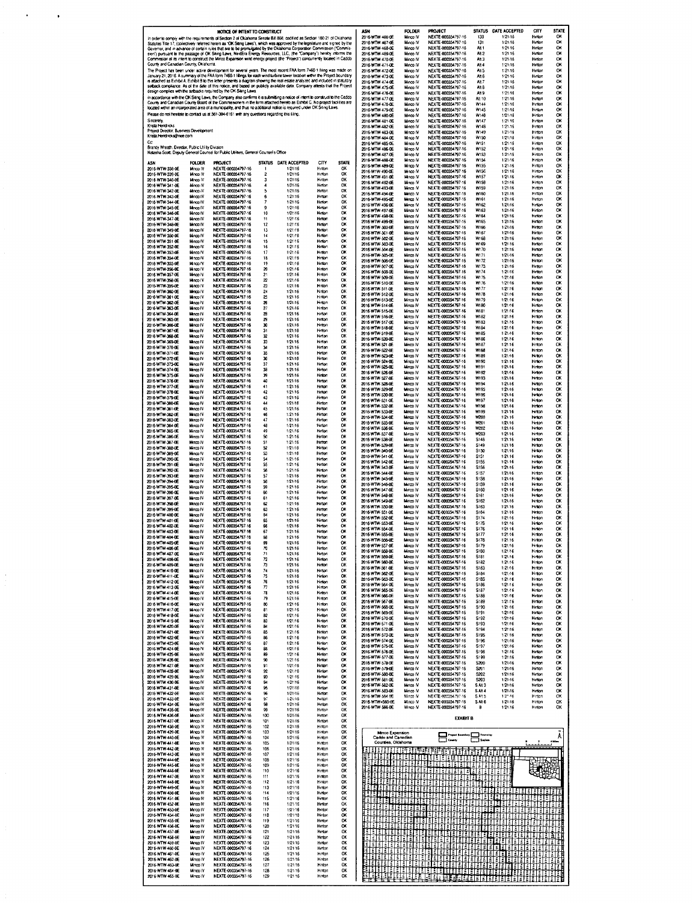## NOTICE OF INTENT TO CONSTRUCT

In order to comply with the requirements of Section 2 of Oklahoma Senate Bill 808, codified as Section 160.21 of Oklahoma Statutes Title 17, (collectively referred herein as "OK Siting Laws"), which was approved by the legislature and signed by the Governor, and in advance of certain rules that are to be promulgated by the Oklahoma Corporation Commission ("Commission") pursuant to the passage of OK Siting Laws, NextEra Energy Resources, LLC, (the "Company") hereby informs the Commission of its intent to construct the Minco Expansion wind energy project (the "Project") concurrently located in Caddo County and Canadian County, Oklahoma.

The Project has been under active development for several years. The most recent FAA form 7460-1 filing was made on January 21, 2016. A summary of the FAA form 7460-1 filings for each wind turbine tower location within the Project boundary is attached as Exhibit A. Exhibit B to this letter presents a diagram showing the real estate analyzed and included in statutory setback compliance. As of the date of this notice, and based on publicly available data, Company attests that the Project design complies with the setbacks required by the OK Siting Laws.

In accordance with the OK Siting Laws, the Company also confirms it is submitting a notice of intent to construct to the Caddo County and Canadian County Board of the Commissioners in the form attached hereto as Exhibit C. No project facilities are located within an incorporated area of a municipality, and thus no additional notice is required under OK Siting Laws.

Please do not hesitate to contact us at 561-304-6151 with any questions regarding this filing.

Sincerely,
Krista Hendricks
Project Director, Business Development
Krista.Hendricks@nee.com

Cc:
Brandy Wreath, Director, Public Utility Division
Natasha Scott, Deputy General Counsel for Public Utilities, General Counsel's Office

| ASN | FOLDER | PROJECT | STATUS | DATE ACCEPTED | CITY | STATE |
|---|---|---|---|---|---|---|
| 2016-WTW-338-OE | Minco IV | NEXTE-000354797-16 | 1 | 1/21/16 | Hinton | OK |
| 2016-WTW-339-OE | Minco IV | NEXTE-000354797-16 | 2 | 1/21/16 | Hinton | OK |
| 2016-WTW-340-OE | Minco IV | NEXTE-000354797-16 | 3 | 1/21/16 | Hinton | OK |
| 2016-WTW-341-OE | Minco IV | NEXTE-000354797-16 | 4 | 1/21/16 | Hinton | OK |
| 2016-WTW-342-OE | Minco IV | NEXTE-000354797-16 | 5 | 1/21/16 | Hinton | OK |
| 2016-WTW-343-OE | Minco IV | NEXTE-000354797-16 | 6 | 1/21/16 | Hinton | OK |
| 2016-WTW-344-OE | Minco IV | NEXTE-000354797-16 | 7 | 1/21/16 | Hinton | OK |
| 2016-WTW-345-OE | Minco IV | NEXTE-000354797-16 | 9 | 1/21/16 | Hinton | OK |
| 2016-WTW-346-OE | Minco IV | NEXTE-000354797-16 | 10 | 1/21/16 | Hinton | OK |
| 2016-WTW-347-OE | Minco IV | NEXTE-000354797-16 | 11 | 1/21/16 | Hinton | OK |
| 2016-WTW-348-OE | Minco IV | NEXTE-000354797-16 | 12 | 1/21/16 | Hinton | OK |
| 2016-WTW-349-OE | Minco IV | NEXTE-000354797-16 | 13 | 1/21/16 | Hinton | OK |
| 2016-WTW-350-OE | Minco IV | NEXTE-000354797-16 | 14 | 1/21/16 | Hinton | OK |
| 2016-WTW-351-OE | Minco IV | NEXTE-000354797-16 | 15 | 1/21/16 | Hinton | OK |
| 2016-WTW-352-OE | Minco IV | NEXTE-000354797-16 | 16 | 1/21/16 | Hinton | OK |
| 2016-WTW-353-OE | Minco IV | NEXTE-000354797-16 | 17 | 1/21/16 | Hinton | OK |
| 2016-WTW-354-OE | Minco IV | NEXTE-000354797-16 | 18 | 1/21/16 | Hinton | OK |
| 2016-WTW-355-OE | Minco IV | NEXTE-000354797-16 | 19 | 1/21/16 | Hinton | OK |
| 2016-WTW-356-OE | Minco IV | NEXTE-000354797-16 | 20 | 1/21/16 | Hinton | OK |
| 2016-WTW-357-OE | Minco IV | NEXTE-000354797-16 | 21 | 1/21/16 | Hinton | OK |
| 2016-WTW-358-OE | Minco IV | NEXTE-000354797-16 | 22 | 1/21/16 | Hinton | OK |
| 2016-WTW-359-OE | Minco IV | NEXTE-000354797-16 | 23 | 1/21/16 | Hinton | OK |
| 2016-WTW-360-OE | Minco IV | NEXTE-000354797-16 | 24 | 1/21/16 | Hinton | OK |
| 2016-WTW-361-OE | Minco IV | NEXTE-000354797-16 | 25 | 1/21/16 | Hinton | OK |
| 2016-WTW-362-OE | Minco IV | NEXTE-000354797-16 | 26 | 1/21/16 | Hinton | OK |
| 2016-WTW-363-OE | Minco IV | NEXTE-000354797-16 | 27 | 1/21/16 | Hinton | OK |
| 2016-WTW-364-OE | Minco IV | NEXTE-000354797-16 | 28 | 1/21/16 | Hinton | OK |
| 2016-WTW-365-OE | Minco IV | NEXTE-000354797-16 | 29 | 1/21/16 | Hinton | OK |
| 2016-WTW-366-OE | Minco IV | NEXTE-000354797-16 | 30 | 1/21/16 | Hinton | OK |
| 2016-WTW-367-OE | Minco IV | NEXTE-000354797-16 | 31 | 1/21/16 | Hinton | OK |
| 2016-WTW-368-OE | Minco IV | NEXTE-000354797-16 | 32 | 1/21/16 | Hinton | OK |
| 2016-WTW-369-OE | Minco IV | NEXTE-000354797-16 | 33 | 1/21/16 | Hinton | OK |
| 2016-WTW-370-OE | Minco IV | NEXTE-000354797-16 | 34 | 1/21/16 | Hinton | OK |
| 2016-WTW-371-OE | Minco IV | NEXTE-000354797-16 | 35 | 1/21/16 | Hinton | OK |
| 2016-WTW-372-OE | Minco IV | NEXTE-000354797-16 | 36 | 1/21/16 | Hinton | OK |
| 2016-WTW-373-OE | Minco IV | NEXTE-000354797-16 | 37 | 1/21/16 | Hinton | OK |
| 2016-WTW-374-OE | Minco IV | NEXTE-000354797-16 | 38 | 1/21/16 | Hinton | OK |
| 2016-WTW-375-OE | Minco IV | NEXTE-000354797-16 | 39 | 1/21/16 | Hinton | OK |
| 2016-WTW-376-OE | Minco IV | NEXTE-000354797-16 | 40 | 1/21/16 | Hinton | OK |
| 2016-WTW-377-OE | Minco IV | NEXTE-000354797-16 | 41 | 1/21/16 | Hinton | OK |
| 2016-WTW-378-OE | Minco IV | NEXTE-000354797-16 | 42 | 1/21/16 | Hinton | OK |
| 2016-WTW-379-OE | Minco IV | NEXTE-000354797-16 | 43 | 1/21/16 | Hinton | OK |
| 2016-WTW-380-OE | Minco IV | NEXTE-000354797-16 | 44 | 1/21/16 | Hinton | OK |
| 2016-WTW-381-OE | Minco IV | NEXTE-000354797-16 | 45 | 1/21/16 | Hinton | OK |
| 2016-WTW-382-OE | Minco IV | NEXTE-000354797-16 | 46 | 1/21/16 | Hinton | OK |
| 2016-WTW-383-OE | Minco IV | NEXTE-000354797-16 | 47 | 1/21/16 | Hinton | OK |
| 2016-WTW-384-OE | Minco IV | NEXTE-000354797-16 | 48 | 1/21/16 | Hinton | OK |
| 2016-WTW-385-OE | Minco IV | NEXTE-000354797-16 | 49 | 1/21/16 | Hinton | OK |
| 2016-WTW-386-OE | Minco IV | NEXTE-000354797-16 | 50 | 1/21/16 | Hinton | OK |
| 2016-WTW-387-OE | Minco IV | NEXTE-000354797-16 | 51 | 1/21/16 | Hinton | OK |
| 2016-WTW-388-OE | Minco IV | NEXTE-000354797-16 | 52 | 1/21/16 | Hinton | OK |
| 2016-WTW-389-OE | Minco IV | NEXTE-000354797-16 | 53 | 1/21/16 | Hinton | OK |
| 2016-WTW-390-OE | Minco IV | NEXTE-000354797-16 | 54 | 1/21/16 | Hinton | OK |
| 2016-WTW-391-OE | Minco IV | NEXTE-000354797-16 | 55 | 1/21/16 | Hinton | OK |
| 2016-WTW-392-OE | Minco IV | NEXTE-000354797-16 | 56 | 1/21/16 | Hinton | OK |
| 2016-WTW-393-OE | Minco IV | NEXTE-000354797-16 | 57 | 1/21/16 | Hinton | OK |
| 2016-WTW-394-OE | Minco IV | NEXTE-000354797-16 | 58 | 1/21/16 | Hinton | OK |
| 2016-WTW-395-OE | Minco IV | NEXTE-000354797-16 | 59 | 1/21/16 | Hinton | OK |
| 2016-WTW-396-OE | Minco IV | NEXTE-000354797-16 | 60 | 1/21/16 | Hinton | OK |
| 2016-WTW-397-OE | Minco IV | NEXTE-000354797-16 | 61 | 1/21/16 | Hinton | OK |
| 2016-WTW-398-OE | Minco IV | NEXTE-000354797-16 | 62 | 1/21/16 | Hinton | OK |
| 2016-WTW-399-OE | Minco IV | NEXTE-000354797-16 | 63 | 1/21/16 | Hinton | OK |
| 2016-WTW-400-OE | Minco IV | NEXTE-000354797-16 | 64 | 1/21/16 | Hinton | OK |
| 2016-WTW-401-OE | Minco IV | NEXTE-000354797-16 | 65 | 1/21/16 | Hinton | OK |
| 2016-WTW-402-OE | Minco IV | NEXTE-000354797-16 | 66 | 1/21/16 | Hinton | OK |
| 2016-WTW-403-OE | Minco IV | NEXTE-000354797-16 | 67 | 1/21/16 | Hinton | OK |
| 2016-WTW-404-OE | Minco IV | NEXTE-000354797-16 | 68 | 1/21/16 | Hinton | OK |
| 2016-WTW-405-OE | Minco IV | NEXTE-000354797-16 | 69 | 1/21/16 | Hinton | OK |
| 2016-WTW-406-OE | Minco IV | NEXTE-000354797-16 | 70 | 1/21/16 | Hinton | OK |
| 2016-WTW-407-OE | Minco IV | NEXTE-000354797-16 | 71 | 1/21/16 | Hinton | OK |
| 2016-WTW-408-OE | Minco IV | NEXTE-000354797-16 | 72 | 1/21/16 | Hinton | OK |
| 2016-WTW-409-OE | Minco IV | NEXTE-000354797-16 | 73 | 1/21/16 | Hinton | OK |
| 2016-WTW-410-OE | Minco IV | NEXTE-000354797-16 | 74 | 1/21/16 | Hinton | OK |
| 2016-WTW-411-OE | Minco IV | NEXTE-000354797-16 | 75 | 1/21/16 | Hinton | OK |
| 2016-WTW-412-OE | Minco IV | NEXTE-000354797-16 | 76 | 1/21/16 | Hinton | OK |
| 2016-WTW-413-OE | Minco IV | NEXTE-000354797-16 | 77 | 1/21/16 | Hinton | OK |
| 2016-WTW-414-OE | Minco IV | NEXTE-000354797-16 | 78 | 1/21/16 | Hinton | OK |
| 2016-WTW-415-OE | Minco IV | NEXTE-000354797-16 | 79 | 1/21/16 | Hinton | OK |
| 2016-WTW-416-OE | Minco IV | NEXTE-000354797-16 | 80 | 1/21/16 | Hinton | OK |
| 2016-WTW-417-OE | Minco IV | NEXTE-000354797-16 | 81 | 1/21/16 | Hinton | OK |
| 2016-WTW-418-OE | Minco IV | NEXTE-000354797-16 | 82 | 1/21/16 | Hinton | OK |
| 2016-WTW-419-OE | Minco IV | NEXTE-000354797-16 | 83 | 1/21/16 | Hinton | OK |
| 2016-WTW-420-OE | Minco IV | NEXTE-000354797-16 | 84 | 1/21/16 | Hinton | OK |
| 2016-WTW-421-OE | Minco IV | NEXTE-000354797-16 | 85 | 1/21/16 | Hinton | OK |
| 2016-WTW-422-OE | Minco IV | NEXTE-000354797-16 | 86 | 1/21/16 | Hinton | OK |
| 2016-WTW-423-OE | Minco IV | NEXTE-000354797-16 | 87 | 1/21/16 | Hinton | OK |
| 2016-WTW-424-OE | Minco IV | NEXTE-000354797-16 | 88 | 1/21/16 | Hinton | OK |
| 2016-WTW-425-OE | Minco IV | NEXTE-000354797-16 | 89 | 1/21/16 | Hinton | OK |
| 2016-WTW-426-OE | Minco IV | NEXTE-000354797-16 | 90 | 1/21/16 | Hinton | OK |
| 2016-WTW-427-OE | Minco IV | NEXTE-000354797-16 | 91 | 1/21/16 | Hinton | OK |
| 2016-WTW-428-OE | Minco IV | NEXTE-000354797-16 | 92 | 1/21/16 | Hinton | OK |
| 2016-WTW-429-OE | Minco IV | NEXTE-000354797-16 | 93 | 1/21/16 | Hinton | OK |
| 2016-WTW-430-OE | Minco IV | NEXTE-000354797-16 | 94 | 1/21/16 | Hinton | OK |
| 2016-WTW-431-OE | Minco IV | NEXTE-000354797-16 | 95 | 1/21/16 | Hinton | OK |
| 2016-WTW-432-OE | Minco IV | NEXTE-000354797-16 | 96 | 1/21/16 | Hinton | OK |
| 2016-WTW-433-OE | Minco IV | NEXTE-000354797-16 | 97 | 1/21/16 | Hinton | OK |
| 2016-WTW-434-OE | Minco IV | NEXTE-000354797-16 | 98 | 1/21/16 | Hinton | OK |
| 2016-WTW-435-OE | Minco IV | NEXTE-000354797-16 | 99 | 1/21/16 | Hinton | OK |
| 2016-WTW-436-OE | Minco IV | NEXTE-000354797-16 | 100 | 1/21/16 | Hinton | OK |
| 2016-WTW-437-OE | Minco IV | NEXTE-000354797-16 | 101 | 1/21/16 | Hinton | OK |
| 2016-WTW-438-OE | Minco IV | NEXTE-000354797-16 | 102 | 1/21/16 | Hinton | OK |
| 2016-WTW-439-OE | Minco IV | NEXTE-000354797-16 | 103 | 1/21/16 | Hinton | OK |
| 2016-WTW-440-OE | Minco IV | NEXTE-000354797-16 | 104 | 1/21/16 | Hinton | OK |
| 2016-WTW-441-OE | Minco IV | NEXTE-000354797-16 | 105 | 1/21/16 | Hinton | OK |
| 2016-WTW-442-OE | Minco IV | NEXTE-000354797-16 | 106 | 1/21/16 | Hinton | OK |
| 2016-WTW-443-OE | Minco IV | NEXTE-000354797-16 | 107 | 1/21/16 | Hinton | OK |
| 2016-WTW-444-OE | Minco IV | NEXTE-000354797-16 | 108 | 1/21/16 | Hinton | OK |
| 2016-WTW-445-OE | Minco IV | NEXTE-000354797-16 | 109 | 1/21/16 | Hinton | OK |
| 2016-WTW-446-OE | Minco IV | NEXTE-000354797-16 | 110 | 1/21/16 | Hinton | OK |
| 2016-WTW-447-OE | Minco IV | NEXTE-000354797-16 | 111 | 1/21/16 | Hinton | OK |
| 2016-WTW-448-OE | Minco IV | NEXTE-000354797-16 | 112 | 1/21/16 | Hinton | OK |
| 2016-WTW-449-OE | Minco IV | NEXTE-000354797-16 | 113 | 1/21/16 | Hinton | OK |
| 2016-WTW-450-OE | Minco IV | NEXTE-000354797-16 | 114 | 1/21/16 | Hinton | OK |
| 2016-WTW-451-OE | Minco IV | NEXTE-000354797-16 | 115 | 1/21/16 | Hinton | OK |
| 2016-WTW-452-OE | Minco IV | NEXTE-000354797-16 | 116 | 1/21/16 | Hinton | OK |
| 2016-WTW-453-OE | Minco IV | NEXTE-000354797-16 | 117 | 1/21/16 | Hinton | OK |
| 2016-WTW-454-OE | Minco IV | NEXTE-000354797-16 | 118 | 1/21/16 | Hinton | OK |
| 2016-WTW-455-OE | Minco IV | NEXTE-000354797-16 | 119 | 1/21/16 | Hinton | OK |
| 2016-WTW-456-OE | Minco IV | NEXTE-000354797-16 | 120 | 1/21/16 | Hinton | OK |
| 2016-WTW-457-OE | Minco IV | NEXTE-000354797-16 | 121 | 1/21/16 | Hinton | OK |
| 2016-WTW-458-OE | Minco IV | NEXTE-000354797-16 | 122 | 1/21/16 | Hinton | OK |
| 2016-WTW-459-OE | Minco IV | NEXTE-000354797-16 | 123 | 1/21/16 | Hinton | OK |
| 2016-WTW-460-OE | Minco IV | NEXTE-000354797-16 | 124 | 1/21/16 | Hinton | OK |
| 2016-WTW-461-OE | Minco IV | NEXTE-000354797-16 | 125 | 1/21/16 | Hinton | OK |
| 2016-WTW-462-OE | Minco IV | NEXTE-000354797-16 | 126 | 1/21/16 | Hinton | OK |
| 2016-WTW-463-OE | Minco IV | NEXTE-000354797-16 | 127 | 1/21/16 | Hinton | OK |
| 2016-WTW-464-OE | Minco IV | NEXTE-000354797-16 | 128 | 1/21/16 | Hinton | OK |
| 2016-WTW-465-OE | Minco IV | NEXTE-000354797-16 | 129 | 1/21/16 | Hinton | OK |
| 2016-WTW-466-OE | Minco IV | NEXTE-000354797-16 | 130 | 1/21/16 | Hinton | OK |
| 2016-WTW-467-OE | Minco IV | NEXTE-000354797-16 | 131 | 1/21/16 | Hinton | OK |
| 2016-WTW-468-OE | Minco IV | NEXTE-000354797-16 | Alt 1 | 1/21/16 | Hinton | OK |
| 2016-WTW-469-OE | Minco IV | NEXTE-000354797-16 | Alt 2 | 1/21/16 | Hinton | OK |
| 2016-WTW-470-OE | Minco IV | NEXTE-000354797-16 | Alt 3 | 1/21/16 | Hinton | OK |
| 2016-WTW-471-OE | Minco IV | NEXTE-000354797-16 | Alt 4 | 1/21/16 | Hinton | OK |
| 2016-WTW-472-OE | Minco IV | NEXTE-000354797-16 | Alt 5 | 1/21/16 | Hinton | OK |
| 2016-WTW-473-OE | Minco IV | NEXTE-000354797-16 | Alt 6 | 1/21/16 | Hinton | OK |
| 2016-WTW-474-OE | Minco IV | NEXTE-000354797-16 | Alt 7 | 1/21/16 | Hinton | OK |
| 2016-WTW-475-OE | Minco IV | NEXTE-000354797-16 | Alt 8 | 1/21/16 | Hinton | OK |
| 2016-WTW-476-OE | Minco IV | NEXTE-000354797-16 | Alt 9 | 1/21/16 | Hinton | OK |
| 2016-WTW-477-OE | Minco IV | NEXTE-000354797-16 | Alt 10 | 1/21/16 | Hinton | OK |
| 2016-WTW-478-OE | Minco IV | NEXTE-000354797-16 | W144 | 1/21/16 | Hinton | OK |
| 2016-WTW-479-OE | Minco IV | NEXTE-000354797-16 | W145 | 1/21/16 | Hinton | OK |
| 2016-WTW-480-OE | Minco IV | NEXTE-000354797-16 | W146 | 1/21/16 | Hinton | OK |
| 2016-WTW-481-OE | Minco IV | NEXTE-000354797-16 | W147 | 1/21/16 | Hinton | OK |
| 2016-WTW-482-OE | Minco IV | NEXTE-000354797-16 | W148 | 1/21/16 | Hinton | OK |
| 2016-WTW-483-OE | Minco IV | NEXTE-000354797-16 | W149 | 1/21/16 | Hinton | OK |
| 2016-WTW-484-OE | Minco IV | NEXTE-000354797-16 | W150 | 1/21/16 | Hinton | OK |
| 2016-WTW-485-OE | Minco IV | NEXTE-000354797-16 | W151 | 1/21/16 | Hinton | OK |
| 2016-WTW-486-OE | Minco IV | NEXTE-000354797-16 | W152 | 1/21/16 | Hinton | OK |
| 2016-WTW-487-OE | Minco IV | NEXTE-000354797-16 | W153 | 1/21/16 | Hinton | OK |
| 2016-WTW-488-OE | Minco IV | NEXTE-000354797-16 | W154 | 1/21/16 | Hinton | OK |
| 2016-WTW-489-OE | Minco IV | NEXTE-000354797-16 | W155 | 1/21/16 | Hinton | OK |
| 2016-WTW-490-OE | Minco IV | NEXTE-000354797-16 | W156 | 1/21/16 | Hinton | OK |
| 2016-WTW-491-OE | Minco IV | NEXTE-000354797-16 | W157 | 1/21/16 | Hinton | OK |
| 2016-WTW-492-OE | Minco IV | NEXTE-000354797-16 | W158 | 1/21/16 | Hinton | OK |
| 2016-WTW-493-OE | Minco IV | NEXTE-000354797-16 | W159 | 1/21/16 | Hinton | OK |
| 2016-WTW-494-OE | Minco IV | NEXTE-000354797-16 | W160 | 1/21/16 | Hinton | OK |
| 2016-WTW-495-OE | Minco IV | NEXTE-000354797-16 | W161 | 1/21/16 | Hinton | OK |
| 2016-WTW-496-OE | Minco IV | NEXTE-000354797-16 | W162 | 1/21/16 | Hinton | OK |
| 2016-WTW-497-OE | Minco IV | NEXTE-000354797-16 | W163 | 1/21/16 | Hinton | OK |
| 2016-WTW-498-OE | Minco IV | NEXTE-000354797-16 | W164 | 1/21/16 | Hinton | OK |
| 2016-WTW-499-OE | Minco IV | NEXTE-000354797-16 | W165 | 1/21/16 | Hinton | OK |
| 2016-WTW-500-OE | Minco IV | NEXTE-000354797-16 | W166 | 1/21/16 | Hinton | OK |
| 2016-WTW-501-OE | Minco IV | NEXTE-000354797-16 | W167 | 1/21/16 | Hinton | OK |
| 2016-WTW-502-OE | Minco IV | NEXTE-000354797-16 | W168 | 1/21/16 | Hinton | OK |
| 2016-WTW-503-OE | Minco IV | NEXTE-000354797-16 | W169 | 1/21/16 | Hinton | OK |
| 2016-WTW-504-OE | Minco IV | NEXTE-000354797-16 | W170 | 1/21/16 | Hinton | OK |
| 2016-WTW-505-OE | Minco IV | NEXTE-000354797-16 | W171 | 1/21/16 | Hinton | OK |
| 2016-WTW-506-OE | Minco IV | NEXTE-000354797-16 | W172 | 1/21/16 | Hinton | OK |
| 2016-WTW-507-OE | Minco IV | NEXTE-000354797-16 | W173 | 1/21/16 | Hinton | OK |
| 2016-WTW-508-OE | Minco IV | NEXTE-000354797-16 | W174 | 1/21/16 | Hinton | OK |
| 2016-WTW-509-OE | Minco IV | NEXTE-000354797-16 | W175 | 1/21/16 | Hinton | OK |
| 2016-WTW-510-OE | Minco IV | NEXTE-000354797-16 | W176 | 1/21/16 | Hinton | OK |
| 2016-WTW-511-OE | Minco IV | NEXTE-000354797-16 | W177 | 1/21/16 | Hinton | OK |
| 2016-WTW-512-OE | Minco IV | NEXTE-000354797-16 | W178 | 1/21/16 | Hinton | OK |
| 2016-WTW-513-OE | Minco IV | NEXTE-000354797-16 | W179 | 1/21/16 | Hinton | OK |
| 2016-WTW-514-OE | Minco IV | NEXTE-000354797-16 | W180 | 1/21/16 | Hinton | OK |
| 2016-WTW-515-OE | Minco IV | NEXTE-000354797-16 | W181 | 1/21/16 | Hinton | OK |
| 2016-WTW-516-OE | Minco IV | NEXTE-000354797-16 | W182 | 1/21/16 | Hinton | OK |
| 2016-WTW-517-OE | Minco IV | NEXTE-000354797-16 | W183 | 1/21/16 | Hinton | OK |
| 2016-WTW-518-OE | Minco IV | NEXTE-000354797-16 | W184 | 1/21/16 | Hinton | OK |
| 2016-WTW-519-OE | Minco IV | NEXTE-000354797-16 | W185 | 1/21/16 | Hinton | OK |
| 2016-WTW-520-OE | Minco IV | NEXTE-000354797-16 | W186 | 1/21/16 | Hinton | OK |
| 2016-WTW-521-OE | Minco IV | NEXTE-000354797-16 | W187 | 1/21/16 | Hinton | OK |
| 2016-WTW-522-OE | Minco IV | NEXTE-000354797-16 | W188 | 1/21/16 | Hinton | OK |
| 2016-WTW-523-OE | Minco IV | NEXTE-000354797-16 | W189 | 1/21/16 | Hinton | OK |
| 2016-WTW-524-OE | Minco IV | NEXTE-000354797-16 | W190 | 1/21/16 | Hinton | OK |
| 2016-WTW-525-OE | Minco IV | NEXTE-000354797-16 | W191 | 1/21/16 | Hinton | OK |
| 2016-WTW-526-OE | Minco IV | NEXTE-000354797-16 | W192 | 1/21/16 | Hinton | OK |
| 2016-WTW-527-OE | Minco IV | NEXTE-000354797-16 | W193 | 1/21/16 | Hinton | OK |
| 2016-WTW-528-OE | Minco IV | NEXTE-000354797-16 | W194 | 1/21/16 | Hinton | OK |
| 2016-WTW-529-OE | Minco IV | NEXTE-000354797-16 | W195 | 1/21/16 | Hinton | OK |
| 2016-WTW-530-OE | Minco IV | NEXTE-000354797-16 | W196 | 1/21/16 | Hinton | OK |
| 2016-WTW-531-OE | Minco IV | NEXTE-000354797-16 | W197 | 1/21/16 | Hinton | OK |
| 2016-WTW-532-OE | Minco IV | NEXTE-000354797-16 | W198 | 1/21/16 | Hinton | OK |
| 2016-WTW-533-OE | Minco IV | NEXTE-000354797-16 | W199 | 1/21/16 | Hinton | OK |
| 2016-WTW-534-OE | Minco IV | NEXTE-000354797-16 | W200 | 1/21/16 | Hinton | OK |
| 2016-WTW-535-OE | Minco IV | NEXTE-000354797-16 | W201 | 1/21/16 | Hinton | OK |
| 2016-WTW-536-OE | Minco IV | NEXTE-000354797-16 | W202 | 1/21/16 | Hinton | OK |
| 2016-WTW-537-OE | Minco IV | NEXTE-000354797-16 | W203 | 1/21/16 | Hinton | OK |
| 2016-WTW-538-OE | Minco IV | NEXTE-000354797-16 | S148 | 1/21/16 | Hinton | OK |
| 2016-WTW-539-OE | Minco IV | NEXTE-000354797-16 | S149 | 1/21/16 | Hinton | OK |
| 2016-WTW-540-OE | Minco IV | NEXTE-000354797-16 | S150 | 1/21/16 | Hinton | OK |
| 2016-WTW-541-OE | Minco IV | NEXTE-000354797-16 | S151 | 1/21/16 | Hinton | OK |
| 2016-WTW-542-OE | Minco IV | NEXTE-000354797-16 | S155 | 1/21/16 | Hinton | OK |
| 2016-WTW-543-OE | Minco IV | NEXTE-000354797-16 | S156 | 1/21/16 | Hinton | OK |
| 2016-WTW-544-OE | Minco IV | NEXTE-000354797-16 | S157 | 1/21/16 | Hinton | OK |
| 2016-WTW-545-OE | Minco IV | NEXTE-000354797-16 | S158 | 1/21/16 | Hinton | OK |
| 2016-WTW-546-OE | Minco IV | NEXTE-000354797-16 | S159 | 1/21/16 | Hinton | OK |
| 2016-WTW-547-OE | Minco IV | NEXTE-000354797-16 | S160 | 1/21/16 | Hinton | OK |
| 2016-WTW-548-OE | Minco IV | NEXTE-000354797-16 | S161 | 1/21/16 | Hinton | OK |
| 2016-WTW-549-OE | Minco IV | NEXTE-000354797-16 | S162 | 1/21/16 | Hinton | OK |
| 2016-WTW-550-OE | Minco IV | NEXTE-000354797-16 | S163 | 1/21/16 | Hinton | OK |
| 2016-WTW-551-OE | Minco IV | NEXTE-000354797-16 | S164 | 1/21/16 | Hinton | OK |
| 2016-WTW-552-OE | Minco IV | NEXTE-000354797-16 | S174 | 1/21/16 | Hinton | OK |
| 2016-WTW-553-OE | Minco IV | NEXTE-000354797-16 | S175 | 1/21/16 | Hinton | OK |
| 2016-WTW-554-OE | Minco IV | NEXTE-000354797-16 | S176 | 1/21/16 | Hinton | OK |
| 2016-WTW-555-OE | Minco IV | NEXTE-000354797-16 | S177 | 1/21/16 | Hinton | OK |
| 2016-WTW-556-OE | Minco IV | NEXTE-000354797-16 | S178 | 1/21/16 | Hinton | OK |
| 2016-WTW-557-OE | Minco IV | NEXTE-000354797-16 | S179 | 1/21/16 | Hinton | OK |
| 2016-WTW-558-OE | Minco IV | NEXTE-000354797-16 | S180 | 1/21/16 | Hinton | OK |
| 2016-WTW-559-OE | Minco IV | NEXTE-000354797-16 | S181 | 1/21/16 | Hinton | OK |
| 2016-WTW-560-OE | Minco IV | NEXTE-000354797-16 | S182 | 1/21/16 | Hinton | OK |
| 2016-WTW-561-OE | Minco IV | NEXTE-000354797-16 | S183 | 1/21/16 | Hinton | OK |
| 2016-WTW-562-OE | Minco IV | NEXTE-000354797-16 | S184 | 1/21/16 | Hinton | OK |
| 2016-WTW-563-OE | Minco IV | NEXTE-000354797-16 | S185 | 1/21/16 | Hinton | OK |
| 2016-WTW-564-OE | Minco IV | NEXTE-000354797-16 | S186 | 1/21/16 | Hinton | OK |
| 2016-WTW-565-OE | Minco IV | NEXTE-000354797-16 | S187 | 1/21/16 | Hinton | OK |
| 2016-WTW-566-OE | Minco IV | NEXTE-000354797-16 | S188 | 1/21/16 | Hinton | OK |
| 2016-WTW-567-OE | Minco IV | NEXTE-000354797-16 | S189 | 1/21/16 | Hinton | OK |
| 2016-WTW-568-OE | Minco IV | NEXTE-000354797-16 | S190 | 1/21/16 | Hinton | OK |
| 2016-WTW-569-OE | Minco IV | NEXTE-000354797-16 | S191 | 1/21/16 | Hinton | OK |
| 2016-WTW-570-OE | Minco IV | NEXTE-000354797-16 | S192 | 1/21/16 | Hinton | OK |
| 2016-WTW-571-OE | Minco IV | NEXTE-000354797-16 | S193 | 1/21/16 | Hinton | OK |
| 2016-WTW-572-OE | Minco IV | NEXTE-000354797-16 | S194 | 1/21/16 | Hinton | OK |
| 2016-WTW-573-OE | Minco IV | NEXTE-000354797-16 | S195 | 1/21/16 | Hinton | OK |
| 2016-WTW-574-OE | Minco IV | NEXTE-000354797-16 | S196 | 1/21/16 | Hinton | OK |
| 2016-WTW-575-OE | Minco IV | NEXTE-000354797-16 | S197 | 1/21/16 | Hinton | OK |
| 2016-WTW-576-OE | Minco IV | NEXTE-000354797-16 | S198 | 1/21/16 | Hinton | OK |
| 2016-WTW-577-OE | Minco IV | NEXTE-000354797-16 | S199 | 1/21/16 | Hinton | OK |
| 2016-WTW-578-OE | Minco IV | NEXTE-000354797-16 | S200 | 1/21/16 | Hinton | OK |
| 2016-WTW-579-OE | Minco IV | NEXTE-000354797-16 | S201 | 1/21/16 | Hinton | OK |
| 2016-WTW-580-OE | Minco IV | NEXTE-000354797-16 | S202 | 1/21/16 | Hinton | OK |
| 2016-WTW-581-OE | Minco IV | NEXTE-000354797-16 | S203 | 1/21/16 | Hinton | OK |
| 2016-WTW-582-OE | Minco IV | NEXTE-000354797-16 | S Alt 3 | 1/21/16 | Hinton | OK |
| 2016-WTW-583-OE | Minco IV | NEXTE-000354797-16 | S Alt 4 | 1/21/16 | Hinton | OK |
| 2016-WTW-584-OE | Minco IV | NEXTE-000354797-16 | S Alt 5 | 1/21/16 | Hinton | OK |
| 2016-WTW-585-OE | Minco IV | NEXTE-000354797-16 | S Alt 6 | 1/21/16 | Hinton | OK |
| 2016-WTW-586-OE | Minco IV | NEXTE-000354797-16 | 8 | 1/21/16 | Hinton | OK |

## EXHIBIT B

Minco Expansion
Caddo and Canadian Counties, Oklahoma

Project Boundary · Township · County · Section

0 2 4 Miles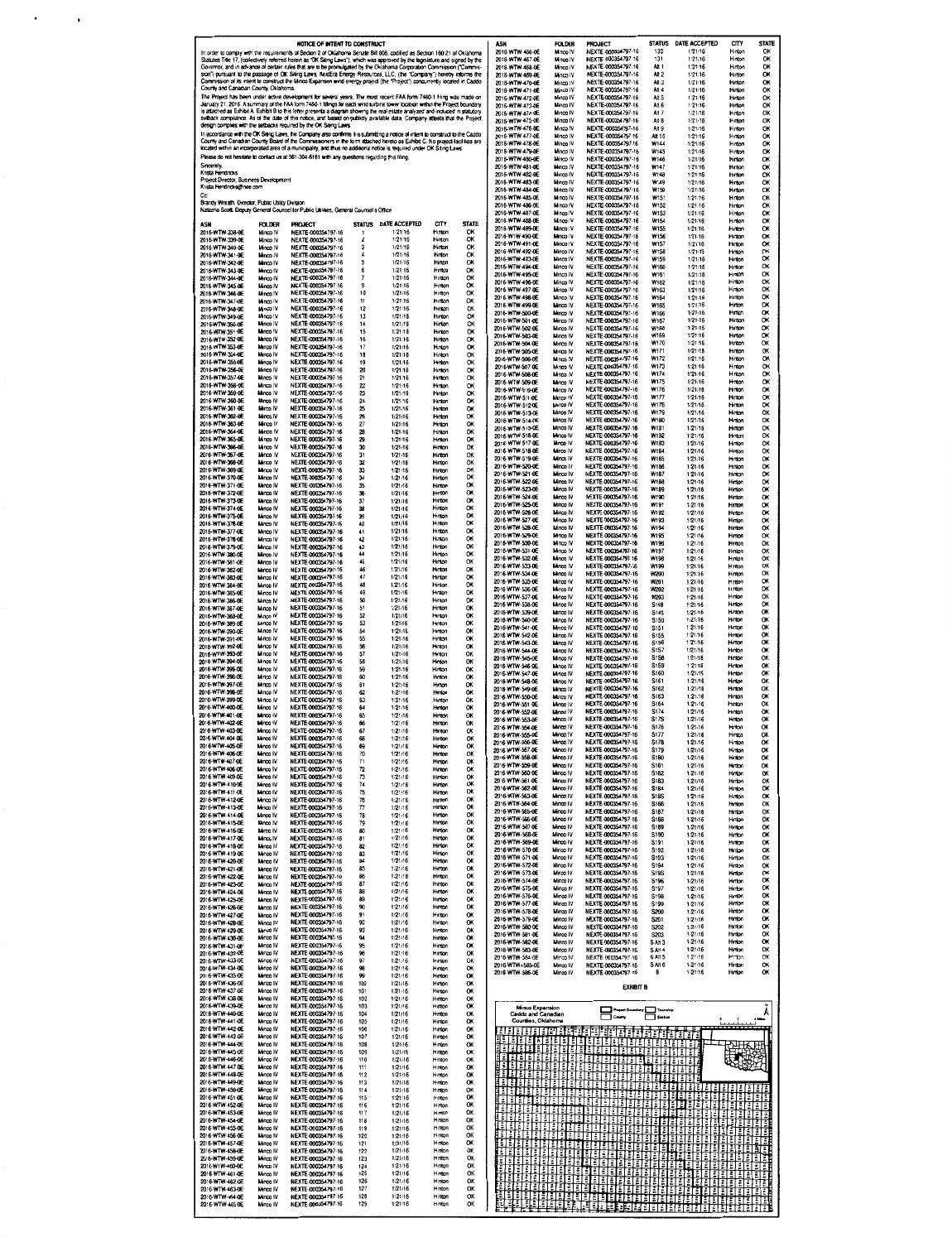## NOTICE OF INTENT TO CONSTRUCT

In order to comply with the requirements of Section 2 of Oklahoma Senate Bill 808, codified as Section 160.21 of Oklahoma Statutes Title 17, (collectively referred herein as "OK Siting Laws"), which was approved by the legislature and signed by the Governor, and in advance of certain rules that are to be promulgated by the Oklahoma Corporation Commission ("Commission") pursuant to the passage of OK Siting Laws, NextEra Energy Resources, LLC. (the "Company") hereby informs the Commission of its intent to construct the Minco Expansion wind energy project (the "Project") concurrently located in Caddo County and Canadian County, Oklahoma.

The Project has been under active development for several years. The most recent FAA form 7460-1 filing was made on January 21, 2016. A summary of the FAA form 7460-1 filings for each wind turbine tower location within the Project boundary is attached as Exhibit A. Exhibit B to this letter presents a diagram showing the real estate analyzed and included in statutory setback compliance. As of the date of this notice, and based on publicly available data, Company attests that the Project design complies with the setbacks required by the OK Siting Laws.

In accordance with the OK Siting Laws, the Company also confirms it is submitting a notice of intent to construct to the Caddo County and Canadian County Board of the Commissioners in the form attached hereto as Exhibit C. No project facilities are located within an incorporated area of a municipality, and thus no additional notice is required under OK Siting Laws.

Please do not hesitate to contact us at 561-304-6161 with any questions regarding this filing.

Sincerely,
Krista Hendricks
Project Director, Business Development
Krista.Hendricks@nee.com

Cc:
Brandy Wreath, Director, Public Utility Division
Natasha Scott, Deputy General Counsel for Public Utilities, General Counsel's Office

| ASN | FOLDER | PROJECT | STATUS | DATE ACCEPTED | CITY | STATE |
|---|---|---|---|---|---|---|
| 2016-WTW-338-OE | Minco IV | NEXTE-000354797-16 | 1 | 1/21/16 | Hinton | OK |
| 2016-WTW-339-OE | Minco IV | NEXTE-000354797-16 | 2 | 1/21/16 | Hinton | OK |
| 2016-WTW-340-OE | Minco IV | NEXTE-000354797-16 | 3 | 1/21/16 | Hinton | OK |
| 2016-WTW-341-OE | Minco IV | NEXTE-000354797-16 | 4 | 1/21/16 | Hinton | OK |
| 2016-WTW-342-OE | Minco IV | NEXTE-000354797-16 | 5 | 1/21/16 | Hinton | OK |
| 2016-WTW-343-OE | Minco IV | NEXTE-000354797-16 | 6 | 1/21/16 | Hinton | OK |
| 2016-WTW-344-OE | Minco IV | NEXTE-000354797-16 | 7 | 1/21/16 | Hinton | OK |
| 2016-WTW-345-OE | Minco IV | NEXTE-000354797-16 | 9 | 1/21/16 | Hinton | OK |
| 2016-WTW-346-OE | Minco IV | NEXTE-000354797-16 | 10 | 1/21/16 | Hinton | OK |
| 2016-WTW-347-OE | Minco IV | NEXTE-000354797-16 | 11 | 1/21/16 | Hinton | OK |
| 2016-WTW-348-OE | Minco IV | NEXTE-000354797-16 | 12 | 1/21/16 | Hinton | OK |
| 2016-WTW-349-OE | Minco IV | NEXTE-000354797-16 | 13 | 1/21/16 | Hinton | OK |
| 2016-WTW-350-OE | Minco IV | NEXTE-000354797-16 | 14 | 1/21/16 | Hinton | OK |
| 2016-WTW-351-OE | Minco IV | NEXTE-000354797-16 | 15 | 1/21/16 | Hinton | OK |
| 2016-WTW-352-OE | Minco IV | NEXTE-000354797-16 | 16 | 1/21/16 | Hinton | OK |
| 2016-WTW-353-OE | Minco IV | NEXTE-000354797-16 | 17 | 1/21/16 | Hinton | OK |
| 2016-WTW-354-OE | Minco IV | NEXTE-000354797-16 | 18 | 1/21/16 | Hinton | OK |
| 2016-WTW-355-OE | Minco IV | NEXTE-000354797-16 | 19 | 1/21/16 | Hinton | OK |
| 2016-WTW-356-OE | Minco IV | NEXTE-000354797-16 | 20 | 1/21/16 | Hinton | OK |
| 2016-WTW-357-OE | Minco IV | NEXTE-000354797-16 | 21 | 1/21/16 | Hinton | OK |
| 2016-WTW-358-OE | Minco IV | NEXTE-000354797-16 | 22 | 1/21/16 | Hinton | OK |
| 2016-WTW-359-OE | Minco IV | NEXTE-000354797-16 | 23 | 1/21/16 | Hinton | OK |
| 2016-WTW-360-OE | Minco IV | NEXTE-000354797-16 | 24 | 1/21/16 | Hinton | OK |
| 2016-WTW-361-OE | Minco IV | NEXTE-000354797-16 | 25 | 1/21/16 | Hinton | OK |
| 2016-WTW-362-OE | Minco IV | NEXTE-000354797-16 | 26 | 1/21/16 | Hinton | OK |
| 2016-WTW-363-OE | Minco IV | NEXTE-000354797-16 | 27 | 1/21/16 | Hinton | OK |
| 2016-WTW-364-OE | Minco IV | NEXTE-000354797-16 | 28 | 1/21/16 | Hinton | OK |
| 2016-WTW-365-OE | Minco IV | NEXTE-000354797-16 | 29 | 1/21/16 | Hinton | OK |
| 2016-WTW-366-OE | Minco IV | NEXTE-000354797-16 | 30 | 1/21/16 | Hinton | OK |
| 2016-WTW-367-OE | Minco IV | NEXTE-000354797-16 | 31 | 1/21/16 | Hinton | OK |
| 2016-WTW-368-OE | Minco IV | NEXTE-000354797-16 | 32 | 1/21/16 | Hinton | OK |
| 2016-WTW-369-OE | Minco IV | NEXTE-000354797-16 | 33 | 1/21/16 | Hinton | OK |
| 2016-WTW-370-OE | Minco IV | NEXTE-000354797-16 | 34 | 1/21/16 | Hinton | OK |
| 2016-WTW-371-OE | Minco IV | NEXTE-000354797-16 | 35 | 1/21/16 | Hinton | OK |
| 2016-WTW-372-OE | Minco IV | NEXTE-000354797-16 | 36 | 1/21/16 | Hinton | OK |
| 2016-WTW-373-OE | Minco IV | NEXTE-000354797-16 | 37 | 1/21/16 | Hinton | OK |
| 2016-WTW-374-OE | Minco IV | NEXTE-000354797-16 | 38 | 1/21/16 | Hinton | OK |
| 2016-WTW-375-OE | Minco IV | NEXTE-000354797-16 | 39 | 1/21/16 | Hinton | OK |
| 2016-WTW-376-OE | Minco IV | NEXTE-000354797-16 | 40 | 1/21/16 | Hinton | OK |
| 2016-WTW-377-OE | Minco IV | NEXTE-000354797-16 | 41 | 1/21/16 | Hinton | OK |
| 2016-WTW-378-OE | Minco IV | NEXTE-000354797-16 | 42 | 1/21/16 | Hinton | OK |
| 2016-WTW-379-OE | Minco IV | NEXTE-000354797-16 | 43 | 1/21/16 | Hinton | OK |
| 2016-WTW-380-OE | Minco IV | NEXTE-000354797-16 | 44 | 1/21/16 | Hinton | OK |
| 2016-WTW-381-OE | Minco IV | NEXTE-000354797-16 | 45 | 1/21/16 | Hinton | OK |
| 2016-WTW-382-OE | Minco IV | NEXTE-000354797-16 | 46 | 1/21/16 | Hinton | OK |
| 2016-WTW-383-OE | Minco IV | NEXTE-000354797-16 | 47 | 1/21/16 | Hinton | OK |
| 2016-WTW-384-OE | Minco IV | NEXTE-000354797-16 | 48 | 1/21/16 | Hinton | OK |
| 2016-WTW-385-OE | Minco IV | NEXTE-000354797-16 | 49 | 1/21/16 | Hinton | OK |
| 2016-WTW-386-OE | Minco IV | NEXTE-000354797-16 | 50 | 1/21/16 | Hinton | OK |
| 2016-WTW-387-OE | Minco IV | NEXTE-000354797-16 | 51 | 1/21/16 | Hinton | OK |
| 2016-WTW-388-OE | Minco IV | NEXTE-000354797-16 | 52 | 1/21/16 | Hinton | OK |
| 2016-WTW-389-OE | Minco IV | NEXTE-000354797-16 | 53 | 1/21/16 | Hinton | OK |
| 2016-WTW-390-OE | Minco IV | NEXTE-000354797-16 | 54 | 1/21/16 | Hinton | OK |
| 2016-WTW-391-OE | Minco IV | NEXTE-000354797-16 | 55 | 1/21/16 | Hinton | OK |
| 2016-WTW-392-OE | Minco IV | NEXTE-000354797-16 | 56 | 1/21/16 | Hinton | OK |
| 2016-WTW-393-OE | Minco IV | NEXTE-000354797-16 | 57 | 1/21/16 | Hinton | OK |
| 2016-WTW-394-OE | Minco IV | NEXTE-000354797-16 | 58 | 1/21/16 | Hinton | OK |
| 2016-WTW-395-OE | Minco IV | NEXTE-000354797-16 | 59 | 1/21/16 | Hinton | OK |
| 2016-WTW-396-OE | Minco IV | NEXTE-000354797-16 | 60 | 1/21/16 | Hinton | OK |
| 2016-WTW-397-OE | Minco IV | NEXTE-000354797-16 | 61 | 1/21/16 | Hinton | OK |
| 2016-WTW-398-OE | Minco IV | NEXTE-000354797-16 | 62 | 1/21/16 | Hinton | OK |
| 2016-WTW-399-OE | Minco IV | NEXTE-000354797-16 | 63 | 1/21/16 | Hinton | OK |
| 2016-WTW-400-OE | Minco IV | NEXTE-000354797-16 | 64 | 1/21/16 | Hinton | OK |
| 2016-WTW-401-OE | Minco IV | NEXTE-000354797-16 | 65 | 1/21/16 | Hinton | OK |
| 2016-WTW-402-OE | Minco IV | NEXTE-000354797-16 | 66 | 1/21/16 | Hinton | OK |
| 2016-WTW-403-OE | Minco IV | NEXTE-000354797-16 | 67 | 1/21/16 | Hinton | OK |
| 2016-WTW-404-OE | Minco IV | NEXTE-000354797-16 | 68 | 1/21/16 | Hinton | OK |
| 2016-WTW-405-OE | Minco IV | NEXTE-000354797-16 | 69 | 1/21/16 | Hinton | OK |
| 2016-WTW-406-OE | Minco IV | NEXTE-000354797-16 | 70 | 1/21/16 | Hinton | OK |
| 2016-WTW-407-OE | Minco IV | NEXTE-000354797-16 | 71 | 1/21/16 | Hinton | OK |
| 2016-WTW-408-OE | Minco IV | NEXTE-000354797-16 | 72 | 1/21/16 | Hinton | OK |
| 2016-WTW-409-OE | Minco IV | NEXTE-000354797-16 | 73 | 1/21/16 | Hinton | OK |
| 2016-WTW-410-OE | Minco IV | NEXTE-000354797-16 | 74 | 1/21/16 | Hinton | OK |
| 2016-WTW-411-OE | Minco IV | NEXTE-000354797-16 | 75 | 1/21/16 | Hinton | OK |
| 2016-WTW-412-OE | Minco IV | NEXTE-000354797-16 | 76 | 1/21/16 | Hinton | OK |
| 2016-WTW-413-OE | Minco IV | NEXTE-000354797-16 | 77 | 1/21/16 | Hinton | OK |
| 2016-WTW-414-OE | Minco IV | NEXTE-000354797-16 | 78 | 1/21/16 | Hinton | OK |
| 2016-WTW-415-OE | Minco IV | NEXTE-000354797-16 | 79 | 1/21/16 | Hinton | OK |
| 2016-WTW-416-OE | Minco IV | NEXTE-000354797-16 | 80 | 1/21/16 | Hinton | OK |
| 2016-WTW-417-OE | Minco IV | NEXTE-000354797-16 | 81 | 1/21/16 | Hinton | OK |
| 2016-WTW-418-OE | Minco IV | NEXTE-000354797-16 | 82 | 1/21/16 | Hinton | OK |
| 2016-WTW-419-OE | Minco IV | NEXTE-000354797-16 | 83 | 1/21/16 | Hinton | OK |
| 2016-WTW-420-OE | Minco IV | NEXTE-000354797-16 | 84 | 1/21/16 | Hinton | OK |
| 2016-WTW-421-OE | Minco IV | NEXTE-000354797-16 | 85 | 1/21/16 | Hinton | OK |
| 2016-WTW-422-OE | Minco IV | NEXTE-000354797-16 | 86 | 1/21/16 | Hinton | OK |
| 2016-WTW-423-OE | Minco IV | NEXTE-000354797-16 | 87 | 1/21/16 | Hinton | OK |
| 2016-WTW-424-OE | Minco IV | NEXTE-000354797-16 | 88 | 1/21/16 | Hinton | OK |
| 2016-WTW-425-OE | Minco IV | NEXTE-000354797-16 | 89 | 1/21/16 | Hinton | OK |
| 2016-WTW-426-OE | Minco IV | NEXTE-000354797-16 | 90 | 1/21/16 | Hinton | OK |
| 2016-WTW-427-OE | Minco IV | NEXTE-000354797-16 | 91 | 1/21/16 | Hinton | OK |
| 2016-WTW-428-OE | Minco IV | NEXTE-000354797-16 | 92 | 1/21/16 | Hinton | OK |
| 2016-WTW-429-OE | Minco IV | NEXTE-000354797-16 | 93 | 1/21/16 | Hinton | OK |
| 2016-WTW-430-OE | Minco IV | NEXTE-000354797-16 | 94 | 1/21/16 | Hinton | OK |
| 2016-WTW-431-OE | Minco IV | NEXTE-000354797-16 | 95 | 1/21/16 | Hinton | OK |
| 2016-WTW-432-OE | Minco IV | NEXTE-000354797-16 | 96 | 1/21/16 | Hinton | OK |
| 2016-WTW-433-OE | Minco IV | NEXTE-000354797-16 | 97 | 1/21/16 | Hinton | OK |
| 2016-WTW-434-OE | Minco IV | NEXTE-000354797-16 | 98 | 1/21/16 | Hinton | OK |
| 2016-WTW-435-OE | Minco IV | NEXTE-000354797-16 | 99 | 1/21/16 | Hinton | OK |
| 2016-WTW-436-OE | Minco IV | NEXTE-000354797-16 | 100 | 1/21/16 | Hinton | OK |
| 2016-WTW-437-OE | Minco IV | NEXTE-000354797-16 | 101 | 1/21/16 | Hinton | OK |
| 2016-WTW-438-OE | Minco IV | NEXTE-000354797-16 | 102 | 1/21/16 | Hinton | OK |
| 2016-WTW-439-OE | Minco IV | NEXTE-000354797-16 | 103 | 1/21/16 | Hinton | OK |
| 2016-WTW-440-OE | Minco IV | NEXTE-000354797-16 | 104 | 1/21/16 | Hinton | OK |
| 2016-WTW-441-OE | Minco IV | NEXTE-000354797-16 | 105 | 1/21/16 | Hinton | OK |
| 2016-WTW-442-OE | Minco IV | NEXTE-000354797-16 | 106 | 1/21/16 | Hinton | OK |
| 2016-WTW-443-OE | Minco IV | NEXTE-000354797-16 | 107 | 1/21/16 | Hinton | OK |
| 2016-WTW-444-OE | Minco IV | NEXTE-000354797-16 | 108 | 1/21/16 | Hinton | OK |
| 2016-WTW-445-OE | Minco IV | NEXTE-000354797-16 | 109 | 1/21/16 | Hinton | OK |
| 2016-WTW-446-OE | Minco IV | NEXTE-000354797-16 | 110 | 1/21/16 | Hinton | OK |
| 2016-WTW-447-OE | Minco IV | NEXTE-000354797-16 | 111 | 1/21/16 | Hinton | OK |
| 2016-WTW-448-OE | Minco IV | NEXTE-000354797-16 | 112 | 1/21/16 | Hinton | OK |
| 2016-WTW-449-OE | Minco IV | NEXTE-000354797-16 | 113 | 1/21/16 | Hinton | OK |
| 2016-WTW-450-OE | Minco IV | NEXTE-000354797-16 | 114 | 1/21/16 | Hinton | OK |
| 2016-WTW-451-OE | Minco IV | NEXTE-000354797-16 | 115 | 1/21/16 | Hinton | OK |
| 2016-WTW-452-OE | Minco IV | NEXTE-000354797-16 | 116 | 1/21/16 | Hinton | OK |
| 2016-WTW-453-OE | Minco IV | NEXTE-000354797-16 | 117 | 1/21/16 | Hinton | OK |
| 2016-WTW-454-OE | Minco IV | NEXTE-000354797-16 | 118 | 1/21/16 | Hinton | OK |
| 2016-WTW-455-OE | Minco IV | NEXTE-000354797-16 | 119 | 1/21/16 | Hinton | OK |
| 2016-WTW-456-OE | Minco IV | NEXTE-000354797-16 | 120 | 1/21/16 | Hinton | OK |
| 2016-WTW-457-OE | Minco IV | NEXTE-000354797-16 | 121 | 1/21/16 | Hinton | OK |
| 2016-WTW-458-OE | Minco IV | NEXTE-000354797-16 | 122 | 1/21/16 | Hinton | OK |
| 2016-WTW-459-OE | Minco IV | NEXTE-000354797-16 | 123 | 1/21/16 | Hinton | OK |
| 2016-WTW-460-OE | Minco IV | NEXTE-000354797-16 | 124 | 1/21/16 | Hinton | OK |
| 2016-WTW-461-OE | Minco IV | NEXTE-000354797-16 | 125 | 1/21/16 | Hinton | OK |
| 2016-WTW-462-OE | Minco IV | NEXTE-000354797-16 | 126 | 1/21/16 | Hinton | OK |
| 2016-WTW-463-OE | Minco IV | NEXTE-000354797-16 | 127 | 1/21/16 | Hinton | OK |
| 2016-WTW-464-OE | Minco IV | NEXTE-000354797-16 | 128 | 1/21/16 | Hinton | OK |
| 2016-WTW-465-OE | Minco IV | NEXTE-000354797-16 | 129 | 1/21/16 | Hinton | OK |
| 2016-WTW-466-OE | Minco IV | NEXTE-000354797-16 | 130 | 1/21/16 | Hinton | OK |
| 2016-WTW-467-OE | Minco IV | NEXTE-000354797-16 | 131 | 1/21/16 | Hinton | OK |
| 2016-WTW-468-OE | Minco IV | NEXTE-000354797-16 | Alt 1 | 1/21/16 | Hinton | OK |
| 2016-WTW-469-OE | Minco IV | NEXTE-000354797-16 | Alt 2 | 1/21/16 | Hinton | OK |
| 2016-WTW-470-OE | Minco IV | NEXTE-000354797-16 | Alt 3 | 1/21/16 | Hinton | OK |
| 2016-WTW-471-OE | Minco IV | NEXTE-000354797-16 | Alt 4 | 1/21/16 | Hinton | OK |
| 2016-WTW-472-OE | Minco IV | NEXTE-000354797-16 | Alt 5 | 1/21/16 | Hinton | OK |
| 2016-WTW-473-OE | Minco IV | NEXTE-000354797-16 | Alt 6 | 1/21/16 | Hinton | OK |
| 2016-WTW-474-OE | Minco IV | NEXTE-000354797-16 | Alt 7 | 1/21/16 | Hinton | OK |
| 2016-WTW-475-OE | Minco IV | NEXTE-000354797-16 | Alt 8 | 1/21/16 | Hinton | OK |
| 2016-WTW-476-OE | Minco IV | NEXTE-000354797-16 | Alt 9 | 1/21/16 | Hinton | OK |
| 2016-WTW-477-OE | Minco IV | NEXTE-000354797-16 | Alt 10 | 1/21/16 | Hinton | OK |
| 2016-WTW-478-OE | Minco IV | NEXTE-000354797-16 | W144 | 1/21/16 | Hinton | OK |
| 2016-WTW-479-OE | Minco IV | NEXTE-000354797-16 | W145 | 1/21/16 | Hinton | OK |
| 2016-WTW-480-OE | Minco IV | NEXTE-000354797-16 | W146 | 1/21/16 | Hinton | OK |
| 2016-WTW-481-OE | Minco IV | NEXTE-000354797-16 | W147 | 1/21/16 | Hinton | OK |
| 2016-WTW-482-OE | Minco IV | NEXTE-000354797-16 | W148 | 1/21/16 | Hinton | OK |
| 2016-WTW-483-OE | Minco IV | NEXTE-000354797-16 | W149 | 1/21/16 | Hinton | OK |
| 2016-WTW-484-OE | Minco IV | NEXTE-000354797-16 | W150 | 1/21/16 | Hinton | OK |
| 2016-WTW-485-OE | Minco IV | NEXTE-000354797-16 | W151 | 1/21/16 | Hinton | OK |
| 2016-WTW-486-OE | Minco IV | NEXTE-000354797-16 | W152 | 1/21/16 | Hinton | OK |
| 2016-WTW-487-OE | Minco IV | NEXTE-000354797-16 | W153 | 1/21/16 | Hinton | OK |
| 2016-WTW-488-OE | Minco IV | NEXTE-000354797-16 | W154 | 1/21/16 | Hinton | OK |
| 2016-WTW-489-OE | Minco IV | NEXTE-000354797-16 | W155 | 1/21/16 | Hinton | OK |
| 2016-WTW-490-OE | Minco IV | NEXTE-000354797-16 | W156 | 1/21/16 | Hinton | OK |
| 2016-WTW-491-OE | Minco IV | NEXTE-000354797-16 | W157 | 1/21/16 | Hinton | OK |
| 2016-WTW-492-OE | Minco IV | NEXTE-000354797-16 | W158 | 1/21/16 | Hinton | OK |
| 2016-WTW-493-OE | Minco IV | NEXTE-000354797-16 | W159 | 1/21/16 | Hinton | OK |
| 2016-WTW-494-OE | Minco IV | NEXTE-000354797-16 | W160 | 1/21/16 | Hinton | OK |
| 2016-WTW-495-OE | Minco IV | NEXTE-000354797-16 | W161 | 1/21/16 | Hinton | OK |
| 2016-WTW-496-OE | Minco IV | NEXTE-000354797-16 | W162 | 1/21/16 | Hinton | OK |
| 2016-WTW-497-OE | Minco IV | NEXTE-000354797-16 | W163 | 1/21/16 | Hinton | OK |
| 2016-WTW-498-OE | Minco IV | NEXTE-000354797-16 | W164 | 1/21/16 | Hinton | OK |
| 2016-WTW-499-OE | Minco IV | NEXTE-000354797-16 | W165 | 1/21/16 | Hinton | OK |
| 2016-WTW-500-OE | Minco IV | NEXTE-000354797-16 | W166 | 1/21/16 | Hinton | OK |
| 2016-WTW-501-OE | Minco IV | NEXTE-000354797-16 | W167 | 1/21/16 | Hinton | OK |
| 2016-WTW-502-OE | Minco IV | NEXTE-000354797-16 | W168 | 1/21/16 | Hinton | OK |
| 2016-WTW-503-OE | Minco IV | NEXTE-000354797-16 | W169 | 1/21/16 | Hinton | OK |
| 2016-WTW-504-OE | Minco IV | NEXTE-000354797-16 | W170 | 1/21/16 | Hinton | OK |
| 2016-WTW-505-OE | Minco IV | NEXTE-000354797-16 | W171 | 1/21/16 | Hinton | OK |
| 2016-WTW-506-OE | Minco IV | NEXTE-000354797-16 | W172 | 1/21/16 | Hinton | OK |
| 2016-WTW-507-OE | Minco IV | NEXTE-000354797-16 | W173 | 1/21/16 | Hinton | OK |
| 2016-WTW-508-OE | Minco IV | NEXTE-000354797-16 | W174 | 1/21/16 | Hinton | OK |
| 2016-WTW-509-OE | Minco IV | NEXTE-000354797-16 | W175 | 1/21/16 | Hinton | OK |
| 2016-WTW-510-OE | Minco IV | NEXTE-000354797-16 | W176 | 1/21/16 | Hinton | OK |
| 2016-WTW-511-OE | Minco IV | NEXTE-000354797-16 | W177 | 1/21/16 | Hinton | OK |
| 2016-WTW-512-OE | Minco IV | NEXTE-000354797-16 | W178 | 1/21/16 | Hinton | OK |
| 2016-WTW-513-OE | Minco IV | NEXTE-000354797-16 | W179 | 1/21/16 | Hinton | OK |
| 2016-WTW-514-OE | Minco IV | NEXTE-000354797-16 | W180 | 1/21/16 | Hinton | OK |
| 2016-WTW-515-OE | Minco IV | NEXTE-000354797-16 | W181 | 1/21/16 | Hinton | OK |
| 2016-WTW-516-OE | Minco IV | NEXTE-000354797-16 | W182 | 1/21/16 | Hinton | OK |
| 2016-WTW-517-OE | Minco IV | NEXTE-000354797-16 | W183 | 1/21/16 | Hinton | OK |
| 2016-WTW-518-OE | Minco IV | NEXTE-000354797-16 | W184 | 1/21/16 | Hinton | OK |
| 2016-WTW-519-OE | Minco IV | NEXTE-000354797-16 | W185 | 1/21/16 | Hinton | OK |
| 2016-WTW-520-OE | Minco IV | NEXTE-000354797-16 | W186 | 1/21/16 | Hinton | OK |
| 2016-WTW-521-OE | Minco IV | NEXTE-000354797-16 | W187 | 1/21/16 | Hinton | OK |
| 2016-WTW-522-OE | Minco IV | NEXTE-000354797-16 | W188 | 1/21/16 | Hinton | OK |
| 2016-WTW-523-OE | Minco IV | NEXTE-000354797-16 | W189 | 1/21/16 | Hinton | OK |
| 2016-WTW-524-OE | Minco IV | NEXTE-000354797-16 | W190 | 1/21/16 | Hinton | OK |
| 2016-WTW-525-OE | Minco IV | NEXTE-000354797-16 | W191 | 1/21/16 | Hinton | OK |
| 2016-WTW-526-OE | Minco IV | NEXTE-000354797-16 | W192 | 1/21/16 | Hinton | OK |
| 2016-WTW-527-OE | Minco IV | NEXTE-000354797-16 | W193 | 1/21/16 | Hinton | OK |
| 2016-WTW-528-OE | Minco IV | NEXTE-000354797-16 | W194 | 1/21/16 | Hinton | OK |
| 2016-WTW-529-OE | Minco IV | NEXTE-000354797-16 | W195 | 1/21/16 | Hinton | OK |
| 2016-WTW-530-OE | Minco IV | NEXTE-000354797-16 | W196 | 1/21/16 | Hinton | OK |
| 2016-WTW-531-OE | Minco IV | NEXTE-000354797-16 | W197 | 1/21/16 | Hinton | OK |
| 2016-WTW-532-OE | Minco IV | NEXTE-000354797-16 | W198 | 1/21/16 | Hinton | OK |
| 2016-WTW-533-OE | Minco IV | NEXTE-000354797-16 | W199 | 1/21/16 | Hinton | OK |
| 2016-WTW-534-OE | Minco IV | NEXTE-000354797-16 | W200 | 1/21/16 | Hinton | OK |
| 2016-WTW-535-OE | Minco IV | NEXTE-000354797-16 | W201 | 1/21/16 | Hinton | OK |
| 2016-WTW-536-OE | Minco IV | NEXTE-000354797-16 | W202 | 1/21/16 | Hinton | OK |
| 2016-WTW-537-OE | Minco IV | NEXTE-000354797-16 | W203 | 1/21/16 | Hinton | OK |
| 2016-WTW-538-OE | Minco IV | NEXTE-000354797-16 | S148 | 1/21/16 | Hinton | OK |
| 2016-WTW-539-OE | Minco IV | NEXTE-000354797-16 | S149 | 1/21/16 | Hinton | OK |
| 2016-WTW-540-OE | Minco IV | NEXTE-000354797-16 | S150 | 1/21/16 | Hinton | OK |
| 2016-WTW-541-OE | Minco IV | NEXTE-000354797-16 | S151 | 1/21/16 | Hinton | OK |
| 2016-WTW-542-OE | Minco IV | NEXTE-000354797-16 | S155 | 1/21/16 | Hinton | OK |
| 2016-WTW-543-OE | Minco IV | NEXTE-000354797-16 | S156 | 1/21/16 | Hinton | OK |
| 2016-WTW-544-OE | Minco IV | NEXTE-000354797-16 | S157 | 1/21/16 | Hinton | OK |
| 2016-WTW-545-OE | Minco IV | NEXTE-000354797-16 | S158 | 1/21/16 | Hinton | OK |
| 2016-WTW-546-OE | Minco IV | NEXTE-000354797-16 | S159 | 1/21/16 | Hinton | OK |
| 2016-WTW-547-OE | Minco IV | NEXTE-000354797-16 | S160 | 1/21/16 | Hinton | OK |
| 2016-WTW-548-OE | Minco IV | NEXTE-000354797-16 | S161 | 1/21/16 | Hinton | OK |
| 2016-WTW-549-OE | Minco IV | NEXTE-000354797-16 | S162 | 1/21/16 | Hinton | OK |
| 2016-WTW-550-OE | Minco IV | NEXTE-000354797-16 | S163 | 1/21/16 | Hinton | OK |
| 2016-WTW-551-OE | Minco IV | NEXTE-000354797-16 | S164 | 1/21/16 | Hinton | OK |
| 2016-WTW-552-OE | Minco IV | NEXTE-000354797-16 | S174 | 1/21/16 | Hinton | OK |
| 2016-WTW-553-OE | Minco IV | NEXTE-000354797-16 | S175 | 1/21/16 | Hinton | OK |
| 2016-WTW-554-OE | Minco IV | NEXTE-000354797-16 | S176 | 1/21/16 | Hinton | OK |
| 2016-WTW-555-OE | Minco IV | NEXTE-000354797-16 | S177 | 1/21/16 | Hinton | OK |
| 2016-WTW-556-OE | Minco IV | NEXTE-000354797-16 | S178 | 1/21/16 | Hinton | OK |
| 2016-WTW-557-OE | Minco IV | NEXTE-000354797-16 | S179 | 1/21/16 | Hinton | OK |
| 2016-WTW-558-OE | Minco IV | NEXTE-000354797-16 | S180 | 1/21/16 | Hinton | OK |
| 2016-WTW-559-OE | Minco IV | NEXTE-000354797-16 | S181 | 1/21/16 | Hinton | OK |
| 2016-WTW-560-OE | Minco IV | NEXTE-000354797-16 | S182 | 1/21/16 | Hinton | OK |
| 2016-WTW-561-OE | Minco IV | NEXTE-000354797-16 | S183 | 1/21/16 | Hinton | OK |
| 2016-WTW-562-OE | Minco IV | NEXTE-000354797-16 | S184 | 1/21/16 | Hinton | OK |
| 2016-WTW-563-OE | Minco IV | NEXTE-000354797-16 | S185 | 1/21/16 | Hinton | OK |
| 2016-WTW-564-OE | Minco IV | NEXTE-000354797-16 | S186 | 1/21/16 | Hinton | OK |
| 2016-WTW-565-OE | Minco IV | NEXTE-000354797-16 | S187 | 1/21/16 | Hinton | OK |
| 2016-WTW-566-OE | Minco IV | NEXTE-000354797-16 | S188 | 1/21/16 | Hinton | OK |
| 2016-WTW-567-OE | Minco IV | NEXTE-000354797-16 | S189 | 1/21/16 | Hinton | OK |
| 2016-WTW-568-OE | Minco IV | NEXTE-000354797-16 | S190 | 1/21/16 | Hinton | OK |
| 2016-WTW-569-OE | Minco IV | NEXTE-000354797-16 | S191 | 1/21/16 | Hinton | OK |
| 2016-WTW-570-OE | Minco IV | NEXTE-000354797-16 | S192 | 1/21/16 | Hinton | OK |
| 2016-WTW-571-OE | Minco IV | NEXTE-000354797-16 | S193 | 1/21/16 | Hinton | OK |
| 2016-WTW-572-OE | Minco IV | NEXTE-000354797-16 | S194 | 1/21/16 | Hinton | OK |
| 2016-WTW-573-OE | Minco IV | NEXTE-000354797-16 | S195 | 1/21/16 | Hinton | OK |
| 2016-WTW-574-OE | Minco IV | NEXTE-000354797-16 | S196 | 1/21/16 | Hinton | OK |
| 2016-WTW-575-OE | Minco IV | NEXTE-000354797-16 | S197 | 1/21/16 | Hinton | OK |
| 2016-WTW-576-OE | Minco IV | NEXTE-000354797-16 | S198 | 1/21/16 | Hinton | OK |
| 2016-WTW-577-OE | Minco IV | NEXTE-000354797-16 | S199 | 1/21/16 | Hinton | OK |
| 2016-WTW-578-OE | Minco IV | NEXTE-000354797-16 | S200 | 1/21/16 | Hinton | OK |
| 2016-WTW-579-OE | Minco IV | NEXTE-000354797-16 | S201 | 1/21/16 | Hinton | OK |
| 2016-WTW-580-OE | Minco IV | NEXTE-000354797-16 | S202 | 1/21/16 | Hinton | OK |
| 2016-WTW-581-OE | Minco IV | NEXTE-000354797-16 | S203 | 1/21/16 | Hinton | OK |
| 2016-WTW-582-OE | Minco IV | NEXTE-000354797-16 | S Alt 3 | 1/21/16 | Hinton | OK |
| 2016-WTW-583-OE | Minco IV | NEXTE-000354797-16 | S Alt 4 | 1/21/16 | Hinton | OK |
| 2016-WTW-584-OE | Minco IV | NEXTE-000354797-16 | S Alt 5 | 1/21/16 | Hinton | OK |
| 2016-WTW-585-OE | Minco IV | NEXTE-000354797-16 | S Alt 6 | 1/21/16 | Hinton | OK |
| 2016-WTW-586-OE | Minco IV | NEXTE-000354797-16 | 8 | 1/21/16 | Hinton | OK |

## EXHIBIT B

Minco Expansion
Caddo and Canadian Counties, Oklahoma

Project Boundary
Township
County
Section

0 2 4 Miles